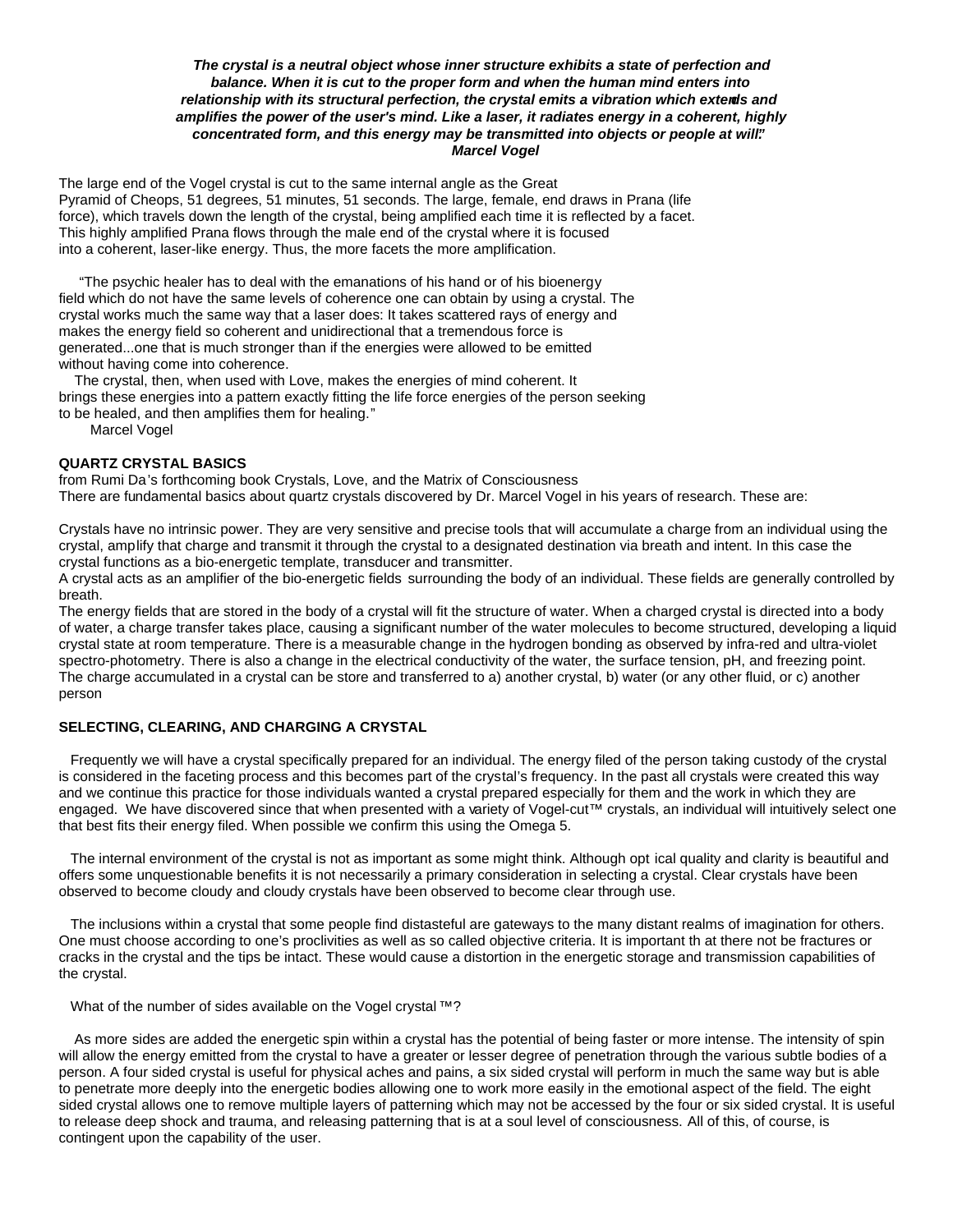***The crystal is a neutral object whose inner structure exhibits a state of perfection and balance. When it is cut to the proper form and when the human mind enters into relationship with its structural perfection, the crystal emits a vibration which extends and amplifies the power of the user's mind. Like a laser, it radiates energy in a coherent, highly concentrated form, and this energy may be transmitted into objects or people at will." Marcel Vogel***

The large end of the Vogel crystal is cut to the same internal angle as the Great Pyramid of Cheops, 51 degrees, 51 minutes, 51 seconds. The large, female, end draws in Prana (life force), which travels down the length of the crystal, being amplified each time it is reflected by a facet. This highly amplified Prana flows through the male end of the crystal where it is focused into a coherent, laser-like energy. Thus, the more facets the more amplification.

"The psychic healer has to deal with the emanations of his hand or of his bioenergy field which do not have the same levels of coherence one can obtain by using a crystal. The crystal works much the same way that a laser does: It takes scattered rays of energy and makes the energy field so coherent and unidirectional that a tremendous force is generated...one that is much stronger than if the energies were allowed to be emitted without having come into coherence.

The crystal, then, when used with Love, makes the energies of mind coherent. It brings these energies into a pattern exactly fitting the life force energies of the person seeking to be healed, and then amplifies them for healing."

Marcel Vogel

**QUARTZ CRYSTAL BASICS**

from Rumi Da's forthcoming book Crystals, Love, and the Matrix of Consciousness

There are fundamental basics about quartz crystals discovered by Dr. Marcel Vogel in his years of research. These are:

Crystals have no intrinsic power. They are very sensitive and precise tools that will accumulate a charge from an individual using the crystal, amplify that charge and transmit it through the crystal to a designated destination via breath and intent. In this case the crystal functions as a bio-energetic template, transducer and transmitter.

A crystal acts as an amplifier of the bio-energetic fields surrounding the body of an individual. These fields are generally controlled by breath.

The energy fields that are stored in the body of a crystal will fit the structure of water. When a charged crystal is directed into a body of water, a charge transfer takes place, causing a significant number of the water molecules to become structured, developing a liquid crystal state at room temperature. There is a measurable change in the hydrogen bonding as observed by infra-red and ultra-violet spectro-photometry. There is also a change in the electrical conductivity of the water, the surface tension, pH, and freezing point.

The charge accumulated in a crystal can be store and transferred to a) another crystal, b) water (or any other fluid, or c) another person

**SELECTING, CLEARING, AND CHARGING A CRYSTAL**

Frequently we will have a crystal specifically prepared for an individual. The energy filed of the person taking custody of the crystal is considered in the faceting process and this becomes part of the crystal's frequency. In the past all crystals were created this way and we continue this practice for those individuals wanted a crystal prepared especially for them and the work in which they are engaged. We have discovered since that when presented with a variety of Vogel-cut™ crystals, an individual will intuitively select one that best fits their energy filed. When possible we confirm this using the Omega 5.

The internal environment of the crystal is not as important as some might think. Although optical quality and clarity is beautiful and offers some unquestionable benefits it is not necessarily a primary consideration in selecting a crystal. Clear crystals have been observed to become cloudy and cloudy crystals have been observed to become clear through use.

The inclusions within a crystal that some people find distasteful are gateways to the many distant realms of imagination for others. One must choose according to one's proclivities as well as so called objective criteria. It is important that there not be fractures or cracks in the crystal and the tips be intact. These would cause a distortion in the energetic storage and transmission capabilities of the crystal.

What of the number of sides available on the Vogel crystal™?

As more sides are added the energetic spin within a crystal has the potential of being faster or more intense. The intensity of spin will allow the energy emitted from the crystal to have a greater or lesser degree of penetration through the various subtle bodies of a person. A four sided crystal is useful for physical aches and pains, a six sided crystal will perform in much the same way but is able to penetrate more deeply into the energetic bodies allowing one to work more easily in the emotional aspect of the field. The eight sided crystal allows one to remove multiple layers of patterning which may not be accessed by the four or six sided crystal. It is useful to release deep shock and trauma, and releasing patterning that is at a soul level of consciousness. All of this, of course, is contingent upon the capability of the user.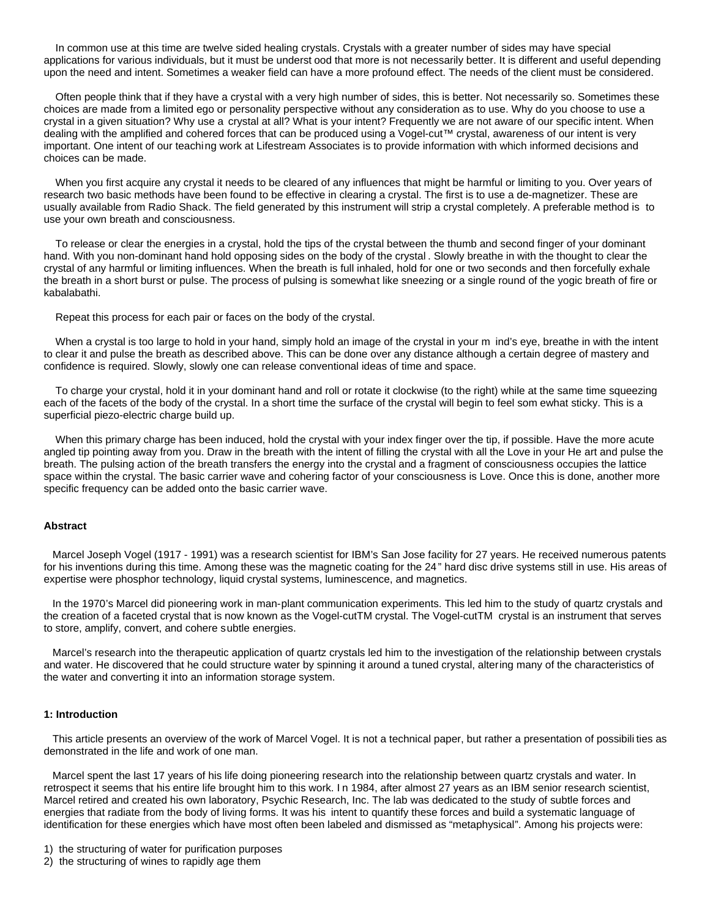In common use at this time are twelve sided healing crystals. Crystals with a greater number of sides may have special applications for various individuals, but it must be understood that more is not necessarily better. It is different and useful depending upon the need and intent. Sometimes a weaker field can have a more profound effect. The needs of the client must be considered.

Often people think that if they have a crystal with a very high number of sides, this is better. Not necessarily so. Sometimes these choices are made from a limited ego or personality perspective without any consideration as to use. Why do you choose to use a crystal in a given situation? Why use a crystal at all? What is your intent? Frequently we are not aware of our specific intent. When dealing with the amplified and cohered forces that can be produced using a Vogel-cut™ crystal, awareness of our intent is very important. One intent of our teaching work at Lifestream Associates is to provide information with which informed decisions and choices can be made.

When you first acquire any crystal it needs to be cleared of any influences that might be harmful or limiting to you. Over years of research two basic methods have been found to be effective in clearing a crystal. The first is to use a de-magnetizer. These are usually available from Radio Shack. The field generated by this instrument will strip a crystal completely. A preferable method is to use your own breath and consciousness.

To release or clear the energies in a crystal, hold the tips of the crystal between the thumb and second finger of your dominant hand. With you non-dominant hand hold opposing sides on the body of the crystal. Slowly breathe in with the thought to clear the crystal of any harmful or limiting influences. When the breath is full inhaled, hold for one or two seconds and then forcefully exhale the breath in a short burst or pulse. The process of pulsing is somewhat like sneezing or a single round of the yogic breath of fire or kabalabathi.

Repeat this process for each pair or faces on the body of the crystal.

When a crystal is too large to hold in your hand, simply hold an image of the crystal in your mind's eye, breathe in with the intent to clear it and pulse the breath as described above. This can be done over any distance although a certain degree of mastery and confidence is required. Slowly, slowly one can release conventional ideas of time and space.

To charge your crystal, hold it in your dominant hand and roll or rotate it clockwise (to the right) while at the same time squeezing each of the facets of the body of the crystal. In a short time the surface of the crystal will begin to feel somewhat sticky. This is a superficial piezo-electric charge build up.

When this primary charge has been induced, hold the crystal with your index finger over the tip, if possible. Have the more acute angled tip pointing away from you. Draw in the breath with the intent of filling the crystal with all the Love in your Heart and pulse the breath. The pulsing action of the breath transfers the energy into the crystal and a fragment of consciousness occupies the lattice space within the crystal. The basic carrier wave and cohering factor of your consciousness is Love. Once this is done, another more specific frequency can be added onto the basic carrier wave.

**Abstract**

Marcel Joseph Vogel (1917 - 1991) was a research scientist for IBM's San Jose facility for 27 years. He received numerous patents for his inventions during this time. Among these was the magnetic coating for the 24" hard disc drive systems still in use. His areas of expertise were phosphor technology, liquid crystal systems, luminescence, and magnetics.

In the 1970's Marcel did pioneering work in man-plant communication experiments. This led him to the study of quartz crystals and the creation of a faceted crystal that is now known as the Vogel-cutTM crystal. The Vogel-cutTM crystal is an instrument that serves to store, amplify, convert, and cohere subtle energies.

Marcel's research into the therapeutic application of quartz crystals led him to the investigation of the relationship between crystals and water. He discovered that he could structure water by spinning it around a tuned crystal, altering many of the characteristics of the water and converting it into an information storage system.

**1: Introduction**

This article presents an overview of the work of Marcel Vogel. It is not a technical paper, but rather a presentation of possibilities as demonstrated in the life and work of one man.

Marcel spent the last 17 years of his life doing pioneering research into the relationship between quartz crystals and water. In retrospect it seems that his entire life brought him to this work. In 1984, after almost 27 years as an IBM senior research scientist, Marcel retired and created his own laboratory, Psychic Research, Inc. The lab was dedicated to the study of subtle forces and energies that radiate from the body of living forms. It was his intent to quantify these forces and build a systematic language of identification for these energies which have most often been labeled and dismissed as "metaphysical". Among his projects were:

1) the structuring of water for purification purposes
2) the structuring of wines to rapidly age them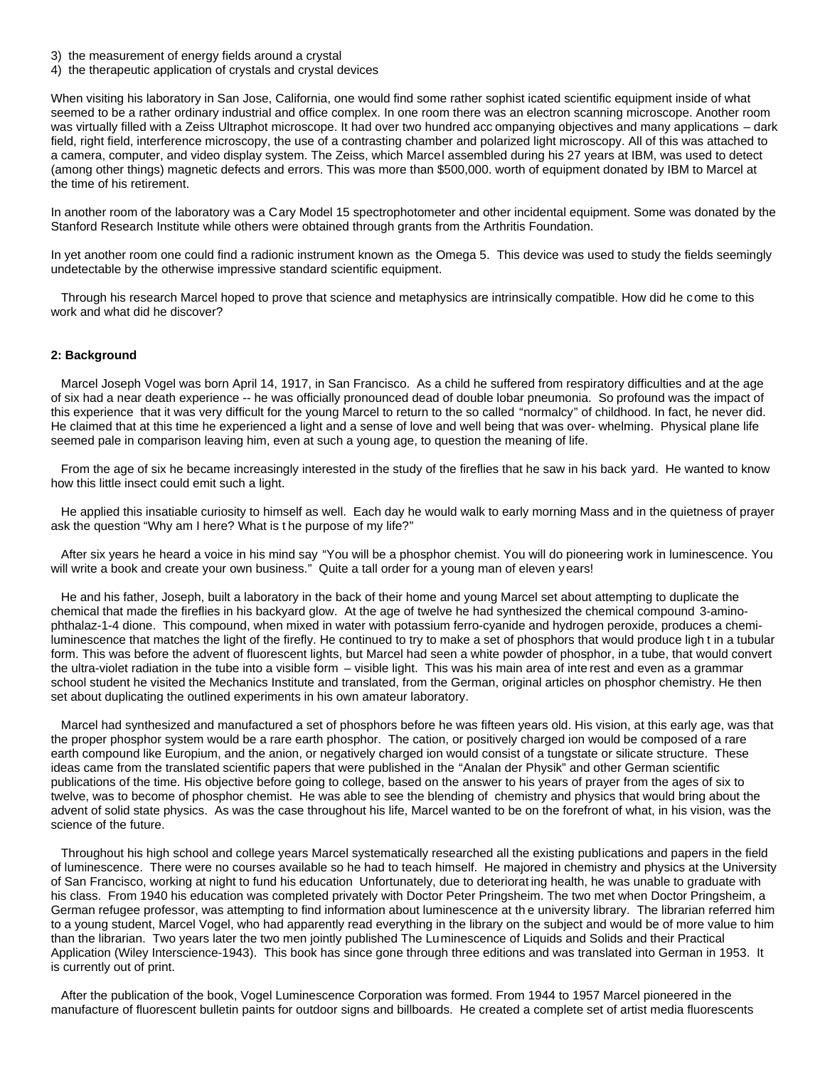3) the measurement of energy fields around a crystal
4) the therapeutic application of crystals and crystal devices

When visiting his laboratory in San Jose, California, one would find some rather sophisticated scientific equipment inside of what seemed to be a rather ordinary industrial and office complex. In one room there was an electron scanning microscope. Another room was virtually filled with a Zeiss Ultraphot microscope. It had over two hundred accompanying objectives and many applications – dark field, right field, interference microscopy, the use of a contrasting chamber and polarized light microscopy. All of this was attached to a camera, computer, and video display system. The Zeiss, which Marcel assembled during his 27 years at IBM, was used to detect (among other things) magnetic defects and errors. This was more than $500,000. worth of equipment donated by IBM to Marcel at the time of his retirement.

In another room of the laboratory was a Cary Model 15 spectrophotometer and other incidental equipment. Some was donated by the Stanford Research Institute while others were obtained through grants from the Arthritis Foundation.

In yet another room one could find a radionic instrument known as the Omega 5. This device was used to study the fields seemingly undetectable by the otherwise impressive standard scientific equipment.

Through his research Marcel hoped to prove that science and metaphysics are intrinsically compatible. How did he come to this work and what did he discover?

**2: Background**

Marcel Joseph Vogel was born April 14, 1917, in San Francisco. As a child he suffered from respiratory difficulties and at the age of six had a near death experience -- he was officially pronounced dead of double lobar pneumonia. So profound was the impact of this experience that it was very difficult for the young Marcel to return to the so called "normalcy" of childhood. In fact, he never did. He claimed that at this time he experienced a light and a sense of love and well being that was over- whelming. Physical plane life seemed pale in comparison leaving him, even at such a young age, to question the meaning of life.

From the age of six he became increasingly interested in the study of the fireflies that he saw in his back yard. He wanted to know how this little insect could emit such a light.

He applied this insatiable curiosity to himself as well. Each day he would walk to early morning Mass and in the quietness of prayer ask the question "Why am I here? What is the purpose of my life?"

After six years he heard a voice in his mind say "You will be a phosphor chemist. You will do pioneering work in luminescence. You will write a book and create your own business." Quite a tall order for a young man of eleven years!

He and his father, Joseph, built a laboratory in the back of their home and young Marcel set about attempting to duplicate the chemical that made the fireflies in his backyard glow. At the age of twelve he had synthesized the chemical compound 3-amino-phthalaz-1-4 dione. This compound, when mixed in water with potassium ferro-cyanide and hydrogen peroxide, produces a chemi-luminescence that matches the light of the firefly. He continued to try to make a set of phosphors that would produce light in a tubular form. This was before the advent of fluorescent lights, but Marcel had seen a white powder of phosphor, in a tube, that would convert the ultra-violet radiation in the tube into a visible form – visible light. This was his main area of interest and even as a grammar school student he visited the Mechanics Institute and translated, from the German, original articles on phosphor chemistry. He then set about duplicating the outlined experiments in his own amateur laboratory.

Marcel had synthesized and manufactured a set of phosphors before he was fifteen years old. His vision, at this early age, was that the proper phosphor system would be a rare earth phosphor. The cation, or positively charged ion would be composed of a rare earth compound like Europium, and the anion, or negatively charged ion would consist of a tungstate or silicate structure. These ideas came from the translated scientific papers that were published in the "Analan der Physik" and other German scientific publications of the time. His objective before going to college, based on the answer to his years of prayer from the ages of six to twelve, was to become of phosphor chemist. He was able to see the blending of chemistry and physics that would bring about the advent of solid state physics. As was the case throughout his life, Marcel wanted to be on the forefront of what, in his vision, was the science of the future.

Throughout his high school and college years Marcel systematically researched all the existing publications and papers in the field of luminescence. There were no courses available so he had to teach himself. He majored in chemistry and physics at the University of San Francisco, working at night to fund his education Unfortunately, due to deteriorating health, he was unable to graduate with his class. From 1940 his education was completed privately with Doctor Peter Pringsheim. The two met when Doctor Pringsheim, a German refugee professor, was attempting to find information about luminescence at the university library. The librarian referred him to a young student, Marcel Vogel, who had apparently read everything in the library on the subject and would be of more value to him than the librarian. Two years later the two men jointly published The Luminescence of Liquids and Solids and their Practical Application (Wiley Interscience-1943). This book has since gone through three editions and was translated into German in 1953. It is currently out of print.

After the publication of the book, Vogel Luminescence Corporation was formed. From 1944 to 1957 Marcel pioneered in the manufacture of fluorescent bulletin paints for outdoor signs and billboards. He created a complete set of artist media fluorescents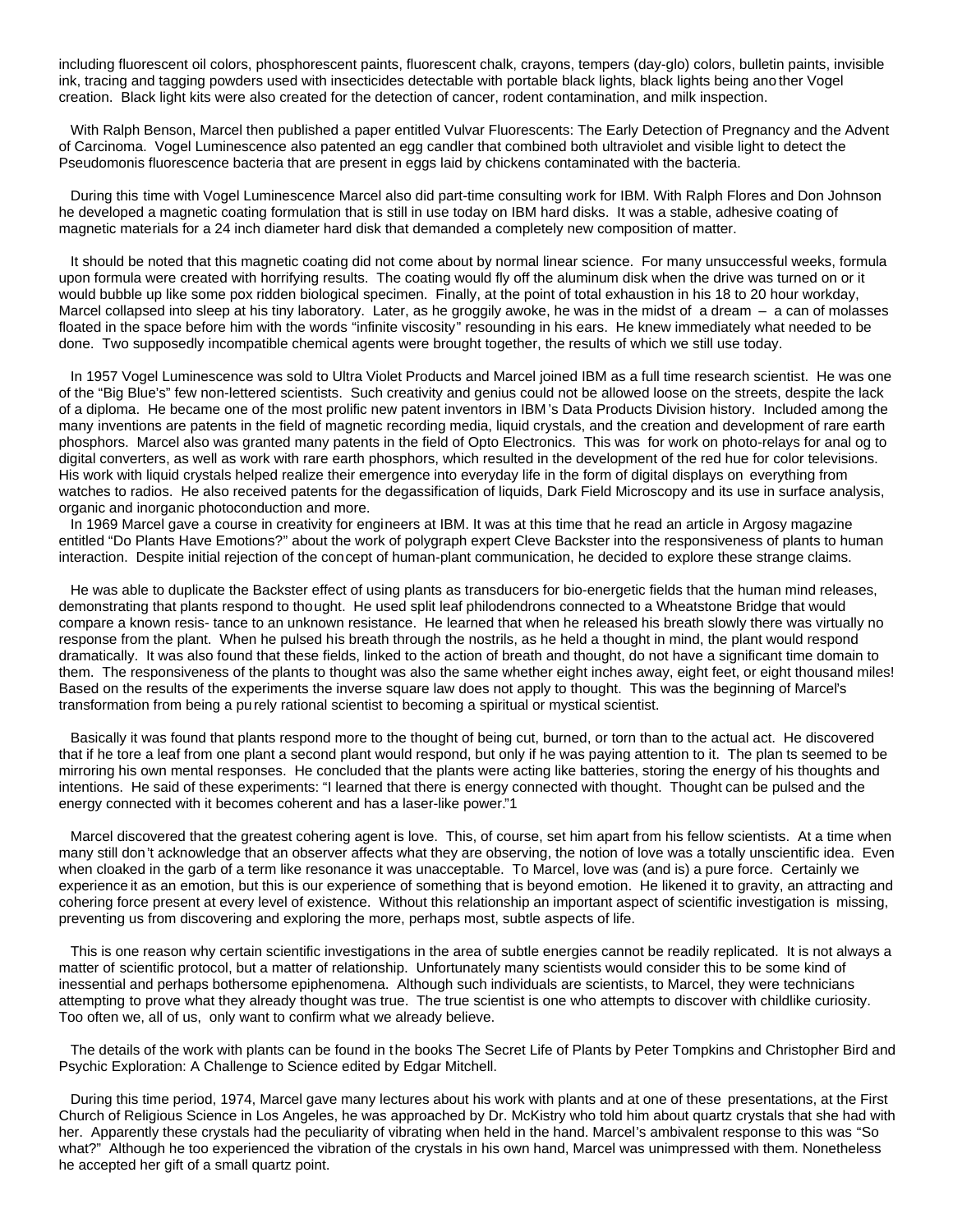including fluorescent oil colors, phosphorescent paints, fluorescent chalk, crayons, tempers (day-glo) colors, bulletin paints, invisible ink, tracing and tagging powders used with insecticides detectable with portable black lights, black lights being another Vogel creation. Black light kits were also created for the detection of cancer, rodent contamination, and milk inspection.

With Ralph Benson, Marcel then published a paper entitled Vulvar Fluorescents: The Early Detection of Pregnancy and the Advent of Carcinoma. Vogel Luminescence also patented an egg candler that combined both ultraviolet and visible light to detect the Pseudomonis fluorescence bacteria that are present in eggs laid by chickens contaminated with the bacteria.

During this time with Vogel Luminescence Marcel also did part-time consulting work for IBM. With Ralph Flores and Don Johnson he developed a magnetic coating formulation that is still in use today on IBM hard disks. It was a stable, adhesive coating of magnetic materials for a 24 inch diameter hard disk that demanded a completely new composition of matter.

It should be noted that this magnetic coating did not come about by normal linear science. For many unsuccessful weeks, formula upon formula were created with horrifying results. The coating would fly off the aluminum disk when the drive was turned on or it would bubble up like some pox ridden biological specimen. Finally, at the point of total exhaustion in his 18 to 20 hour workday, Marcel collapsed into sleep at his tiny laboratory. Later, as he groggily awoke, he was in the midst of a dream – a can of molasses floated in the space before him with the words "infinite viscosity" resounding in his ears. He knew immediately what needed to be done. Two supposedly incompatible chemical agents were brought together, the results of which we still use today.

In 1957 Vogel Luminescence was sold to Ultra Violet Products and Marcel joined IBM as a full time research scientist. He was one of the "Big Blue's" few non-lettered scientists. Such creativity and genius could not be allowed loose on the streets, despite the lack of a diploma. He became one of the most prolific new patent inventors in IBM's Data Products Division history. Included among the many inventions are patents in the field of magnetic recording media, liquid crystals, and the creation and development of rare earth phosphors. Marcel also was granted many patents in the field of Opto Electronics. This was for work on photo-relays for anal og to digital converters, as well as work with rare earth phosphors, which resulted in the development of the red hue for color televisions. His work with liquid crystals helped realize their emergence into everyday life in the form of digital displays on everything from watches to radios. He also received patents for the degassification of liquids, Dark Field Microscopy and its use in surface analysis, organic and inorganic photoconduction and more.

In 1969 Marcel gave a course in creativity for engineers at IBM. It was at this time that he read an article in Argosy magazine entitled "Do Plants Have Emotions?" about the work of polygraph expert Cleve Backster into the responsiveness of plants to human interaction. Despite initial rejection of the concept of human-plant communication, he decided to explore these strange claims.

He was able to duplicate the Backster effect of using plants as transducers for bio-energetic fields that the human mind releases, demonstrating that plants respond to thought. He used split leaf philodendrons connected to a Wheatstone Bridge that would compare a known resis- tance to an unknown resistance. He learned that when he released his breath slowly there was virtually no response from the plant. When he pulsed his breath through the nostrils, as he held a thought in mind, the plant would respond dramatically. It was also found that these fields, linked to the action of breath and thought, do not have a significant time domain to them. The responsiveness of the plants to thought was also the same whether eight inches away, eight feet, or eight thousand miles! Based on the results of the experiments the inverse square law does not apply to thought. This was the beginning of Marcel's transformation from being a purely rational scientist to becoming a spiritual or mystical scientist.

Basically it was found that plants respond more to the thought of being cut, burned, or torn than to the actual act. He discovered that if he tore a leaf from one plant a second plant would respond, but only if he was paying attention to it. The plants seemed to be mirroring his own mental responses. He concluded that the plants were acting like batteries, storing the energy of his thoughts and intentions. He said of these experiments: "I learned that there is energy connected with thought. Thought can be pulsed and the energy connected with it becomes coherent and has a laser-like power."1

Marcel discovered that the greatest cohering agent is love. This, of course, set him apart from his fellow scientists. At a time when many still don't acknowledge that an observer affects what they are observing, the notion of love was a totally unscientific idea. Even when cloaked in the garb of a term like resonance it was unacceptable. To Marcel, love was (and is) a pure force. Certainly we experience it as an emotion, but this is our experience of something that is beyond emotion. He likened it to gravity, an attracting and cohering force present at every level of existence. Without this relationship an important aspect of scientific investigation is missing, preventing us from discovering and exploring the more, perhaps most, subtle aspects of life.

This is one reason why certain scientific investigations in the area of subtle energies cannot be readily replicated. It is not always a matter of scientific protocol, but a matter of relationship. Unfortunately many scientists would consider this to be some kind of inessential and perhaps bothersome epiphenomena. Although such individuals are scientists, to Marcel, they were technicians attempting to prove what they already thought was true. The true scientist is one who attempts to discover with childlike curiosity. Too often we, all of us, only want to confirm what we already believe.

The details of the work with plants can be found in the books The Secret Life of Plants by Peter Tompkins and Christopher Bird and Psychic Exploration: A Challenge to Science edited by Edgar Mitchell.

During this time period, 1974, Marcel gave many lectures about his work with plants and at one of these presentations, at the First Church of Religious Science in Los Angeles, he was approached by Dr. McKistry who told him about quartz crystals that she had with her. Apparently these crystals had the peculiarity of vibrating when held in the hand. Marcel's ambivalent response to this was "So what?" Although he too experienced the vibration of the crystals in his own hand, Marcel was unimpressed with them. Nonetheless he accepted her gift of a small quartz point.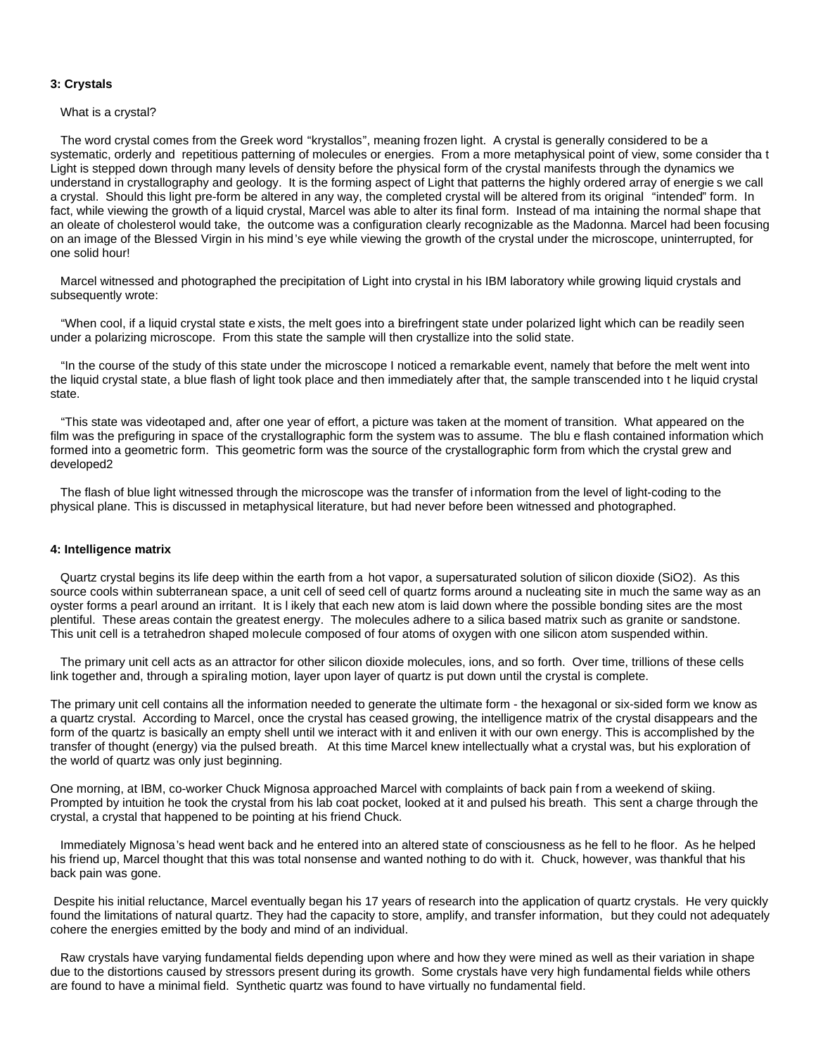### 3: Crystals

What is a crystal?

The word crystal comes from the Greek word "krystallos", meaning frozen light. A crystal is generally considered to be a systematic, orderly and repetitious patterning of molecules or energies. From a more metaphysical point of view, some consider that Light is stepped down through many levels of density before the physical form of the crystal manifests through the dynamics we understand in crystallography and geology. It is the forming aspect of Light that patterns the highly ordered array of energies we call a crystal. Should this light pre-form be altered in any way, the completed crystal will be altered from its original "intended" form. In fact, while viewing the growth of a liquid crystal, Marcel was able to alter its final form. Instead of maintaining the normal shape that an oleate of cholesterol would take, the outcome was a configuration clearly recognizable as the Madonna. Marcel had been focusing on an image of the Blessed Virgin in his mind's eye while viewing the growth of the crystal under the microscope, uninterrupted, for one solid hour!

Marcel witnessed and photographed the precipitation of Light into crystal in his IBM laboratory while growing liquid crystals and subsequently wrote:

"When cool, if a liquid crystal state exists, the melt goes into a birefringent state under polarized light which can be readily seen under a polarizing microscope. From this state the sample will then crystallize into the solid state.

"In the course of the study of this state under the microscope I noticed a remarkable event, namely that before the melt went into the liquid crystal state, a blue flash of light took place and then immediately after that, the sample transcended into the liquid crystal state.

"This state was videotaped and, after one year of effort, a picture was taken at the moment of transition. What appeared on the film was the prefiguring in space of the crystallographic form the system was to assume. The blue flash contained information which formed into a geometric form. This geometric form was the source of the crystallographic form from which the crystal grew and developed2

The flash of blue light witnessed through the microscope was the transfer of information from the level of light-coding to the physical plane. This is discussed in metaphysical literature, but had never before been witnessed and photographed.

### 4: Intelligence matrix

Quartz crystal begins its life deep within the earth from a hot vapor, a supersaturated solution of silicon dioxide ($SiO_2$). As this source cools within subterranean space, a unit cell of seed cell of quartz forms around a nucleating site in much the same way as an oyster forms a pearl around an irritant. It is likely that each new atom is laid down where the possible bonding sites are the most plentiful. These areas contain the greatest energy. The molecules adhere to a silica based matrix such as granite or sandstone. This unit cell is a tetrahedron shaped molecule composed of four atoms of oxygen with one silicon atom suspended within.

The primary unit cell acts as an attractor for other silicon dioxide molecules, ions, and so forth. Over time, trillions of these cells link together and, through a spiraling motion, layer upon layer of quartz is put down until the crystal is complete.

The primary unit cell contains all the information needed to generate the ultimate form - the hexagonal or six-sided form we know as a quartz crystal. According to Marcel, once the crystal has ceased growing, the intelligence matrix of the crystal disappears and the form of the quartz is basically an empty shell until we interact with it and enliven it with our own energy. This is accomplished by the transfer of thought (energy) via the pulsed breath. At this time Marcel knew intellectually what a crystal was, but his exploration of the world of quartz was only just beginning.

One morning, at IBM, co-worker Chuck Mignosa approached Marcel with complaints of back pain from a weekend of skiing. Prompted by intuition he took the crystal from his lab coat pocket, looked at it and pulsed his breath. This sent a charge through the crystal, a crystal that happened to be pointing at his friend Chuck.

Immediately Mignosa's head went back and he entered into an altered state of consciousness as he fell to he floor. As he helped his friend up, Marcel thought that this was total nonsense and wanted nothing to do with it. Chuck, however, was thankful that his back pain was gone.

Despite his initial reluctance, Marcel eventually began his 17 years of research into the application of quartz crystals. He very quickly found the limitations of natural quartz. They had the capacity to store, amplify, and transfer information, but they could not adequately cohere the energies emitted by the body and mind of an individual.

Raw crystals have varying fundamental fields depending upon where and how they were mined as well as their variation in shape due to the distortions caused by stressors present during its growth. Some crystals have very high fundamental fields while others are found to have a minimal field. Synthetic quartz was found to have virtually no fundamental field.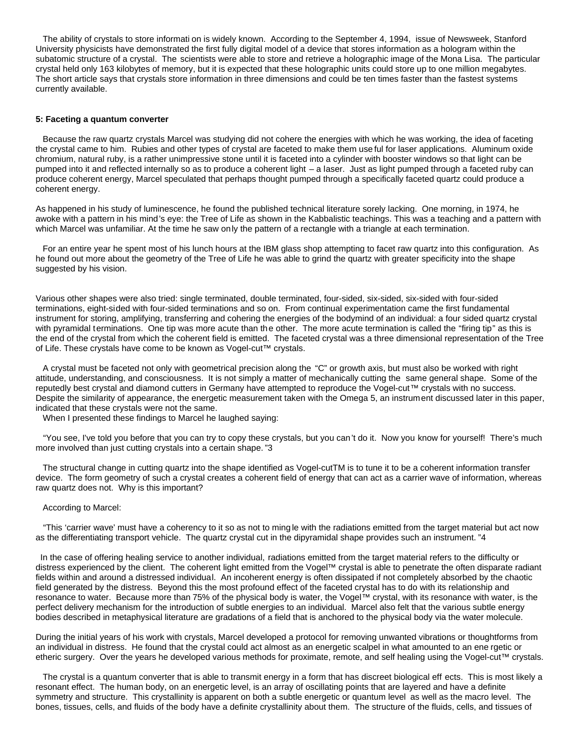The ability of crystals to store information is widely known. According to the September 4, 1994, issue of Newsweek, Stanford University physicists have demonstrated the first fully digital model of a device that stores information as a hologram within the subatomic structure of a crystal. The scientists were able to store and retrieve a holographic image of the Mona Lisa. The particular crystal held only 163 kilobytes of memory, but it is expected that these holographic units could store up to one million megabytes. The short article says that crystals store information in three dimensions and could be ten times faster than the fastest systems currently available.

**5: Faceting a quantum converter**

Because the raw quartz crystals Marcel was studying did not cohere the energies with which he was working, the idea of faceting the crystal came to him. Rubies and other types of crystal are faceted to make them useful for laser applications. Aluminum oxide chromium, natural ruby, is a rather unimpressive stone until it is faceted into a cylinder with booster windows so that light can be pumped into it and reflected internally so as to produce a coherent light – a laser. Just as light pumped through a faceted ruby can produce coherent energy, Marcel speculated that perhaps thought pumped through a specifically faceted quartz could produce a coherent energy.

As happened in his study of luminescence, he found the published technical literature sorely lacking. One morning, in 1974, he awoke with a pattern in his mind's eye: the Tree of Life as shown in the Kabbalistic teachings. This was a teaching and a pattern with which Marcel was unfamiliar. At the time he saw only the pattern of a rectangle with a triangle at each termination.

For an entire year he spent most of his lunch hours at the IBM glass shop attempting to facet raw quartz into this configuration. As he found out more about the geometry of the Tree of Life he was able to grind the quartz with greater specificity into the shape suggested by his vision.

Various other shapes were also tried: single terminated, double terminated, four-sided, six-sided, six-sided with four-sided terminations, eight-sided with four-sided terminations and so on. From continual experimentation came the first fundamental instrument for storing, amplifying, transferring and cohering the energies of the bodymind of an individual: a four sided quartz crystal with pyramidal terminations. One tip was more acute than the other. The more acute termination is called the "firing tip" as this is the end of the crystal from which the coherent field is emitted. The faceted crystal was a three dimensional representation of the Tree of Life. These crystals have come to be known as Vogel-cut™ crystals.

A crystal must be faceted not only with geometrical precision along the "C" or growth axis, but must also be worked with right attitude, understanding, and consciousness. It is not simply a matter of mechanically cutting the same general shape. Some of the reputedly best crystal and diamond cutters in Germany have attempted to reproduce the Vogel-cut™ crystals with no success. Despite the similarity of appearance, the energetic measurement taken with the Omega 5, an instrument discussed later in this paper, indicated that these crystals were not the same.

When I presented these findings to Marcel he laughed saying:

"You see, I've told you before that you can try to copy these crystals, but you can't do it. Now you know for yourself! There's much more involved than just cutting crystals into a certain shape."3

The structural change in cutting quartz into the shape identified as Vogel-cutTM is to tune it to be a coherent information transfer device. The form geometry of such a crystal creates a coherent field of energy that can act as a carrier wave of information, whereas raw quartz does not. Why is this important?

According to Marcel:

"This 'carrier wave' must have a coherency to it so as not to mingle with the radiations emitted from the target material but act now as the differentiating transport vehicle. The quartz crystal cut in the dipyramidal shape provides such an instrument."4

In the case of offering healing service to another individual, radiations emitted from the target material refers to the difficulty or distress experienced by the client. The coherent light emitted from the Vogel™ crystal is able to penetrate the often disparate radiant fields within and around a distressed individual. An incoherent energy is often dissipated if not completely absorbed by the chaotic field generated by the distress. Beyond this the most profound effect of the faceted crystal has to do with its relationship and resonance to water. Because more than 75% of the physical body is water, the Vogel™ crystal, with its resonance with water, is the perfect delivery mechanism for the introduction of subtle energies to an individual. Marcel also felt that the various subtle energy bodies described in metaphysical literature are gradations of a field that is anchored to the physical body via the water molecule.

During the initial years of his work with crystals, Marcel developed a protocol for removing unwanted vibrations or thoughtforms from an individual in distress. He found that the crystal could act almost as an energetic scalpel in what amounted to an energetic or etheric surgery. Over the years he developed various methods for proximate, remote, and self healing using the Vogel-cut™ crystals.

The crystal is a quantum converter that is able to transmit energy in a form that has discreet biological effects. This is most likely a resonant effect. The human body, on an energetic level, is an array of oscillating points that are layered and have a definite symmetry and structure. This crystallinity is apparent on both a subtle energetic or quantum level as well as the macro level. The bones, tissues, cells, and fluids of the body have a definite crystallinity about them. The structure of the fluids, cells, and tissues of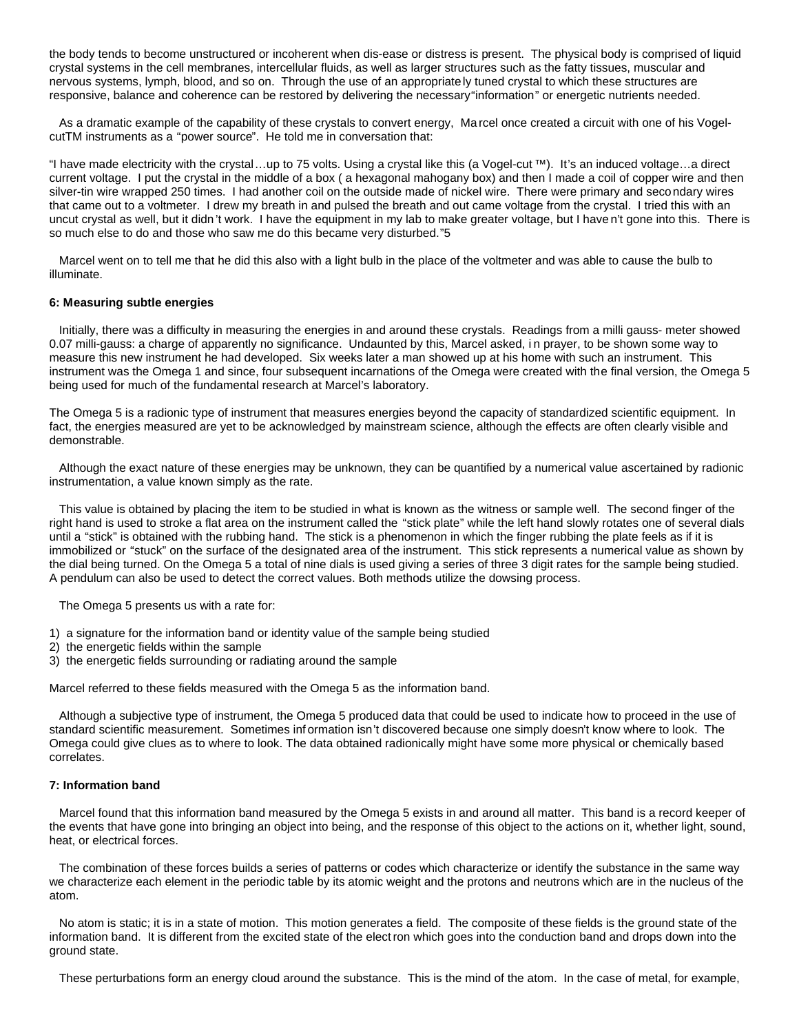the body tends to become unstructured or incoherent when dis-ease or distress is present. The physical body is comprised of liquid crystal systems in the cell membranes, intercellular fluids, as well as larger structures such as the fatty tissues, muscular and nervous systems, lymph, blood, and so on. Through the use of an appropriately tuned crystal to which these structures are responsive, balance and coherence can be restored by delivering the necessary "information" or energetic nutrients needed.

As a dramatic example of the capability of these crystals to convert energy, Marcel once created a circuit with one of his Vogel-cutTM instruments as a "power source". He told me in conversation that:

"I have made electricity with the crystal…up to 75 volts. Using a crystal like this (a Vogel-cut ™). It's an induced voltage…a direct current voltage. I put the crystal in the middle of a box ( a hexagonal mahogany box) and then I made a coil of copper wire and then silver-tin wire wrapped 250 times. I had another coil on the outside made of nickel wire. There were primary and secondary wires that came out to a voltmeter. I drew my breath in and pulsed the breath and out came voltage from the crystal. I tried this with an uncut crystal as well, but it didn't work. I have the equipment in my lab to make greater voltage, but I haven't gone into this. There is so much else to do and those who saw me do this became very disturbed."5

Marcel went on to tell me that he did this also with a light bulb in the place of the voltmeter and was able to cause the bulb to illuminate.

#### 6: Measuring subtle energies

Initially, there was a difficulty in measuring the energies in and around these crystals. Readings from a milli gauss- meter showed 0.07 milli-gauss: a charge of apparently no significance. Undaunted by this, Marcel asked, in prayer, to be shown some way to measure this new instrument he had developed. Six weeks later a man showed up at his home with such an instrument. This instrument was the Omega 1 and since, four subsequent incarnations of the Omega were created with the final version, the Omega 5 being used for much of the fundamental research at Marcel's laboratory.

The Omega 5 is a radionic type of instrument that measures energies beyond the capacity of standardized scientific equipment. In fact, the energies measured are yet to be acknowledged by mainstream science, although the effects are often clearly visible and demonstrable.

Although the exact nature of these energies may be unknown, they can be quantified by a numerical value ascertained by radionic instrumentation, a value known simply as the rate.

This value is obtained by placing the item to be studied in what is known as the witness or sample well. The second finger of the right hand is used to stroke a flat area on the instrument called the "stick plate" while the left hand slowly rotates one of several dials until a "stick" is obtained with the rubbing hand. The stick is a phenomenon in which the finger rubbing the plate feels as if it is immobilized or "stuck" on the surface of the designated area of the instrument. This stick represents a numerical value as shown by the dial being turned. On the Omega 5 a total of nine dials is used giving a series of three 3 digit rates for the sample being studied. A pendulum can also be used to detect the correct values. Both methods utilize the dowsing process.

The Omega 5 presents us with a rate for:

1) a signature for the information band or identity value of the sample being studied
2) the energetic fields within the sample
3) the energetic fields surrounding or radiating around the sample

Marcel referred to these fields measured with the Omega 5 as the information band.

Although a subjective type of instrument, the Omega 5 produced data that could be used to indicate how to proceed in the use of standard scientific measurement. Sometimes information isn't discovered because one simply doesn't know where to look. The Omega could give clues as to where to look. The data obtained radionically might have some more physical or chemically based correlates.

#### 7: Information band

Marcel found that this information band measured by the Omega 5 exists in and around all matter. This band is a record keeper of the events that have gone into bringing an object into being, and the response of this object to the actions on it, whether light, sound, heat, or electrical forces.

The combination of these forces builds a series of patterns or codes which characterize or identify the substance in the same way we characterize each element in the periodic table by its atomic weight and the protons and neutrons which are in the nucleus of the atom.

No atom is static; it is in a state of motion. This motion generates a field. The composite of these fields is the ground state of the information band. It is different from the excited state of the electron which goes into the conduction band and drops down into the ground state.

These perturbations form an energy cloud around the substance. This is the mind of the atom. In the case of metal, for example,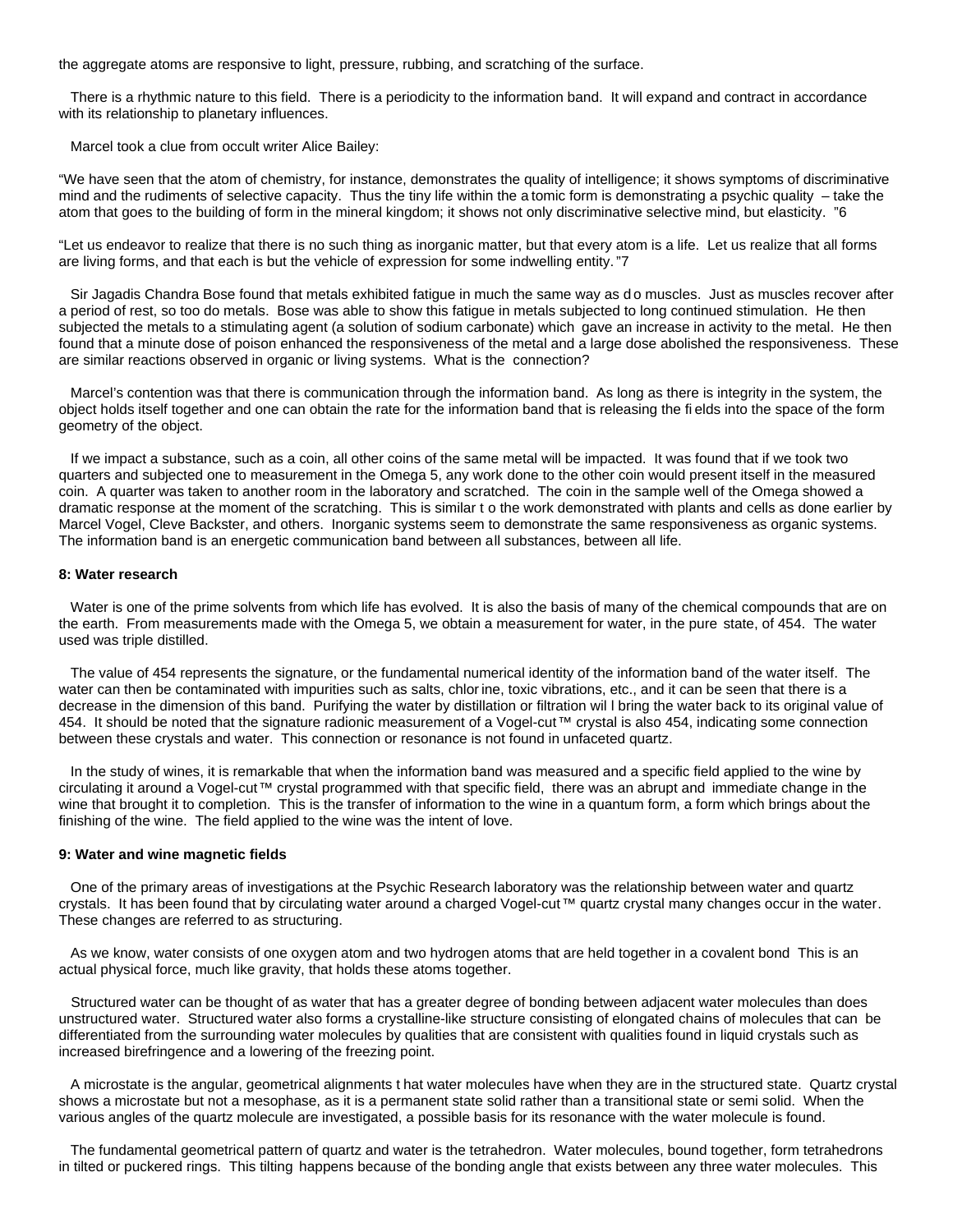the aggregate atoms are responsive to light, pressure, rubbing, and scratching of the surface.

There is a rhythmic nature to this field. There is a periodicity to the information band. It will expand and contract in accordance with its relationship to planetary influences.

Marcel took a clue from occult writer Alice Bailey:

"We have seen that the atom of chemistry, for instance, demonstrates the quality of intelligence; it shows symptoms of discriminative mind and the rudiments of selective capacity. Thus the tiny life within the atomic form is demonstrating a psychic quality – take the atom that goes to the building of form in the mineral kingdom; it shows not only discriminative selective mind, but elasticity. "6

"Let us endeavor to realize that there is no such thing as inorganic matter, but that every atom is a life. Let us realize that all forms are living forms, and that each is but the vehicle of expression for some indwelling entity. "7

Sir Jagadis Chandra Bose found that metals exhibited fatigue in much the same way as do muscles. Just as muscles recover after a period of rest, so too do metals. Bose was able to show this fatigue in metals subjected to long continued stimulation. He then subjected the metals to a stimulating agent (a solution of sodium carbonate) which gave an increase in activity to the metal. He then found that a minute dose of poison enhanced the responsiveness of the metal and a large dose abolished the responsiveness. These are similar reactions observed in organic or living systems. What is the connection?

Marcel's contention was that there is communication through the information band. As long as there is integrity in the system, the object holds itself together and one can obtain the rate for the information band that is releasing the fields into the space of the form geometry of the object.

If we impact a substance, such as a coin, all other coins of the same metal will be impacted. It was found that if we took two quarters and subjected one to measurement in the Omega 5, any work done to the other coin would present itself in the measured coin. A quarter was taken to another room in the laboratory and scratched. The coin in the sample well of the Omega showed a dramatic response at the moment of the scratching. This is similar to the work demonstrated with plants and cells as done earlier by Marcel Vogel, Cleve Backster, and others. Inorganic systems seem to demonstrate the same responsiveness as organic systems. The information band is an energetic communication band between all substances, between all life.

### 8: Water research

Water is one of the prime solvents from which life has evolved. It is also the basis of many of the chemical compounds that are on the earth. From measurements made with the Omega 5, we obtain a measurement for water, in the pure state, of 454. The water used was triple distilled.

The value of 454 represents the signature, or the fundamental numerical identity of the information band of the water itself. The water can then be contaminated with impurities such as salts, chlorine, toxic vibrations, etc., and it can be seen that there is a decrease in the dimension of this band. Purifying the water by distillation or filtration will bring the water back to its original value of 454. It should be noted that the signature radionic measurement of a Vogel-cut™ crystal is also 454, indicating some connection between these crystals and water. This connection or resonance is not found in unfaceted quartz.

In the study of wines, it is remarkable that when the information band was measured and a specific field applied to the wine by circulating it around a Vogel-cut™ crystal programmed with that specific field, there was an abrupt and immediate change in the wine that brought it to completion. This is the transfer of information to the wine in a quantum form, a form which brings about the finishing of the wine. The field applied to the wine was the intent of love.

### 9: Water and wine magnetic fields

One of the primary areas of investigations at the Psychic Research laboratory was the relationship between water and quartz crystals. It has been found that by circulating water around a charged Vogel-cut™ quartz crystal many changes occur in the water. These changes are referred to as structuring.

As we know, water consists of one oxygen atom and two hydrogen atoms that are held together in a covalent bond This is an actual physical force, much like gravity, that holds these atoms together.

Structured water can be thought of as water that has a greater degree of bonding between adjacent water molecules than does unstructured water. Structured water also forms a crystalline-like structure consisting of elongated chains of molecules that can be differentiated from the surrounding water molecules by qualities that are consistent with qualities found in liquid crystals such as increased birefringence and a lowering of the freezing point.

A microstate is the angular, geometrical alignments that water molecules have when they are in the structured state. Quartz crystal shows a microstate but not a mesophase, as it is a permanent state solid rather than a transitional state or semi solid. When the various angles of the quartz molecule are investigated, a possible basis for its resonance with the water molecule is found.

The fundamental geometrical pattern of quartz and water is the tetrahedron. Water molecules, bound together, form tetrahedrons in tilted or puckered rings. This tilting happens because of the bonding angle that exists between any three water molecules. This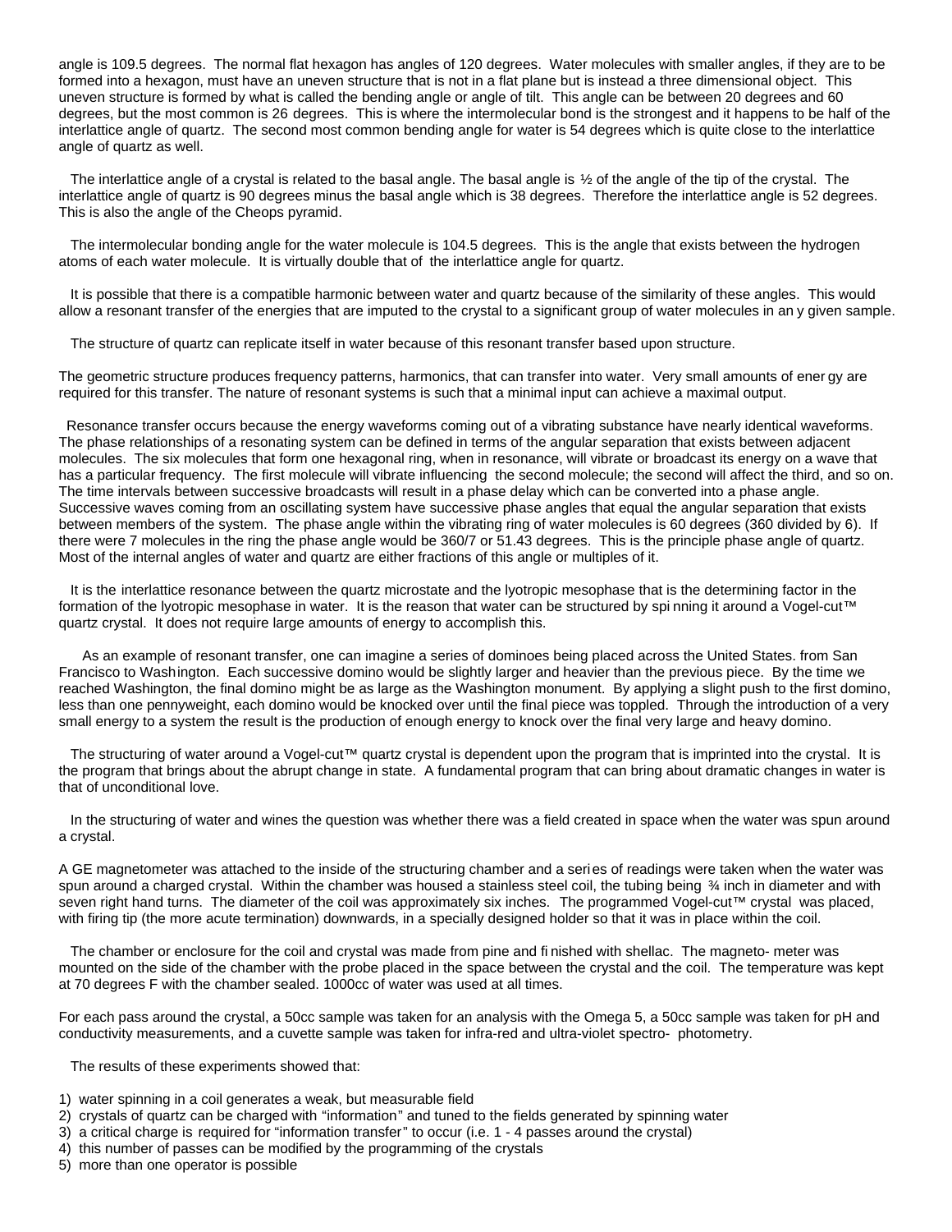angle is 109.5 degrees. The normal flat hexagon has angles of 120 degrees. Water molecules with smaller angles, if they are to be formed into a hexagon, must have an uneven structure that is not in a flat plane but is instead a three dimensional object. This uneven structure is formed by what is called the bending angle or angle of tilt. This angle can be between 20 degrees and 60 degrees, but the most common is 26 degrees. This is where the intermolecular bond is the strongest and it happens to be half of the interlattice angle of quartz. The second most common bending angle for water is 54 degrees which is quite close to the interlattice angle of quartz as well.

The interlattice angle of a crystal is related to the basal angle. The basal angle is ½ of the angle of the tip of the crystal. The interlattice angle of quartz is 90 degrees minus the basal angle which is 38 degrees. Therefore the interlattice angle is 52 degrees. This is also the angle of the Cheops pyramid.

The intermolecular bonding angle for the water molecule is 104.5 degrees. This is the angle that exists between the hydrogen atoms of each water molecule. It is virtually double that of the interlattice angle for quartz.

It is possible that there is a compatible harmonic between water and quartz because of the similarity of these angles. This would allow a resonant transfer of the energies that are imputed to the crystal to a significant group of water molecules in any given sample.

The structure of quartz can replicate itself in water because of this resonant transfer based upon structure.

The geometric structure produces frequency patterns, harmonics, that can transfer into water. Very small amounts of energy are required for this transfer. The nature of resonant systems is such that a minimal input can achieve a maximal output.

Resonance transfer occurs because the energy waveforms coming out of a vibrating substance have nearly identical waveforms. The phase relationships of a resonating system can be defined in terms of the angular separation that exists between adjacent molecules. The six molecules that form one hexagonal ring, when in resonance, will vibrate or broadcast its energy on a wave that has a particular frequency. The first molecule will vibrate influencing the second molecule; the second will affect the third, and so on. The time intervals between successive broadcasts will result in a phase delay which can be converted into a phase angle. Successive waves coming from an oscillating system have successive phase angles that equal the angular separation that exists between members of the system. The phase angle within the vibrating ring of water molecules is 60 degrees (360 divided by 6). If there were 7 molecules in the ring the phase angle would be 360/7 or 51.43 degrees. This is the principle phase angle of quartz. Most of the internal angles of water and quartz are either fractions of this angle or multiples of it.

It is the interlattice resonance between the quartz microstate and the lyotropic mesophase that is the determining factor in the formation of the lyotropic mesophase in water. It is the reason that water can be structured by spinning it around a Vogel-cut™ quartz crystal. It does not require large amounts of energy to accomplish this.

As an example of resonant transfer, one can imagine a series of dominoes being placed across the United States. from San Francisco to Washington. Each successive domino would be slightly larger and heavier than the previous piece. By the time we reached Washington, the final domino might be as large as the Washington monument. By applying a slight push to the first domino, less than one pennyweight, each domino would be knocked over until the final piece was toppled. Through the introduction of a very small energy to a system the result is the production of enough energy to knock over the final very large and heavy domino.

The structuring of water around a Vogel-cut™ quartz crystal is dependent upon the program that is imprinted into the crystal. It is the program that brings about the abrupt change in state. A fundamental program that can bring about dramatic changes in water is that of unconditional love.

In the structuring of water and wines the question was whether there was a field created in space when the water was spun around a crystal.

A GE magnetometer was attached to the inside of the structuring chamber and a series of readings were taken when the water was spun around a charged crystal. Within the chamber was housed a stainless steel coil, the tubing being ¾ inch in diameter and with seven right hand turns. The diameter of the coil was approximately six inches. The programmed Vogel-cut™ crystal was placed, with firing tip (the more acute termination) downwards, in a specially designed holder so that it was in place within the coil.

The chamber or enclosure for the coil and crystal was made from pine and finished with shellac. The magneto- meter was mounted on the side of the chamber with the probe placed in the space between the crystal and the coil. The temperature was kept at 70 degrees F with the chamber sealed. 1000cc of water was used at all times.

For each pass around the crystal, a 50cc sample was taken for an analysis with the Omega 5, a 50cc sample was taken for pH and conductivity measurements, and a cuvette sample was taken for infra-red and ultra-violet spectro- photometry.

The results of these experiments showed that:

1) water spinning in a coil generates a weak, but measurable field
2) crystals of quartz can be charged with "information" and tuned to the fields generated by spinning water
3) a critical charge is required for "information transfer" to occur (i.e. 1 - 4 passes around the crystal)
4) this number of passes can be modified by the programming of the crystals
5) more than one operator is possible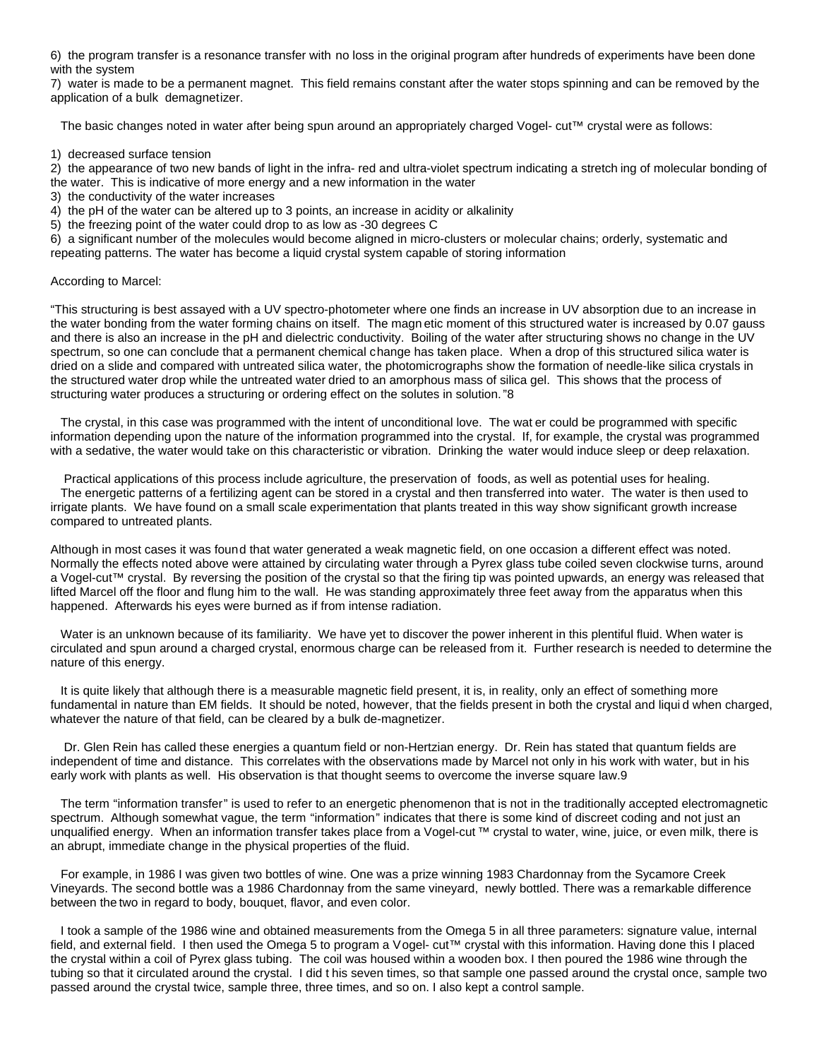6) the program transfer is a resonance transfer with no loss in the original program after hundreds of experiments have been done with the system

7) water is made to be a permanent magnet. This field remains constant after the water stops spinning and can be removed by the application of a bulk demagnetizer.

The basic changes noted in water after being spun around an appropriately charged Vogel- cut™ crystal were as follows:

1) decreased surface tension
2) the appearance of two new bands of light in the infra- red and ultra-violet spectrum indicating a stretching of molecular bonding of the water. This is indicative of more energy and a new information in the water
3) the conductivity of the water increases
4) the pH of the water can be altered up to 3 points, an increase in acidity or alkalinity
5) the freezing point of the water could drop to as low as -30 degrees C
6) a significant number of the molecules would become aligned in micro-clusters or molecular chains; orderly, systematic and repeating patterns. The water has become a liquid crystal system capable of storing information

According to Marcel:

"This structuring is best assayed with a UV spectro-photometer where one finds an increase in UV absorption due to an increase in the water bonding from the water forming chains on itself. The magnetic moment of this structured water is increased by 0.07 gauss and there is also an increase in the pH and dielectric conductivity. Boiling of the water after structuring shows no change in the UV spectrum, so one can conclude that a permanent chemical change has taken place. When a drop of this structured silica water is dried on a slide and compared with untreated silica water, the photomicrographs show the formation of needle-like silica crystals in the structured water drop while the untreated water dried to an amorphous mass of silica gel. This shows that the process of structuring water produces a structuring or ordering effect on the solutes in solution."8

The crystal, in this case was programmed with the intent of unconditional love. The water could be programmed with specific information depending upon the nature of the information programmed into the crystal. If, for example, the crystal was programmed with a sedative, the water would take on this characteristic or vibration. Drinking the water would induce sleep or deep relaxation.

Practical applications of this process include agriculture, the preservation of foods, as well as potential uses for healing. The energetic patterns of a fertilizing agent can be stored in a crystal and then transferred into water. The water is then used to irrigate plants. We have found on a small scale experimentation that plants treated in this way show significant growth increase compared to untreated plants.

Although in most cases it was found that water generated a weak magnetic field, on one occasion a different effect was noted. Normally the effects noted above were attained by circulating water through a Pyrex glass tube coiled seven clockwise turns, around a Vogel-cut™ crystal. By reversing the position of the crystal so that the firing tip was pointed upwards, an energy was released that lifted Marcel off the floor and flung him to the wall. He was standing approximately three feet away from the apparatus when this happened. Afterwards his eyes were burned as if from intense radiation.

Water is an unknown because of its familiarity. We have yet to discover the power inherent in this plentiful fluid. When water is circulated and spun around a charged crystal, enormous charge can be released from it. Further research is needed to determine the nature of this energy.

It is quite likely that although there is a measurable magnetic field present, it is, in reality, only an effect of something more fundamental in nature than EM fields. It should be noted, however, that the fields present in both the crystal and liquid when charged, whatever the nature of that field, can be cleared by a bulk de-magnetizer.

Dr. Glen Rein has called these energies a quantum field or non-Hertzian energy. Dr. Rein has stated that quantum fields are independent of time and distance. This correlates with the observations made by Marcel not only in his work with water, but in his early work with plants as well. His observation is that thought seems to overcome the inverse square law.9

The term "information transfer" is used to refer to an energetic phenomenon that is not in the traditionally accepted electromagnetic spectrum. Although somewhat vague, the term "information" indicates that there is some kind of discreet coding and not just an unqualified energy. When an information transfer takes place from a Vogel-cut ™ crystal to water, wine, juice, or even milk, there is an abrupt, immediate change in the physical properties of the fluid.

For example, in 1986 I was given two bottles of wine. One was a prize winning 1983 Chardonnay from the Sycamore Creek Vineyards. The second bottle was a 1986 Chardonnay from the same vineyard, newly bottled. There was a remarkable difference between the two in regard to body, bouquet, flavor, and even color.

I took a sample of the 1986 wine and obtained measurements from the Omega 5 in all three parameters: signature value, internal field, and external field. I then used the Omega 5 to program a Vogel- cut™ crystal with this information. Having done this I placed the crystal within a coil of Pyrex glass tubing. The coil was housed within a wooden box. I then poured the 1986 wine through the tubing so that it circulated around the crystal. I did this seven times, so that sample one passed around the crystal once, sample two passed around the crystal twice, sample three, three times, and so on. I also kept a control sample.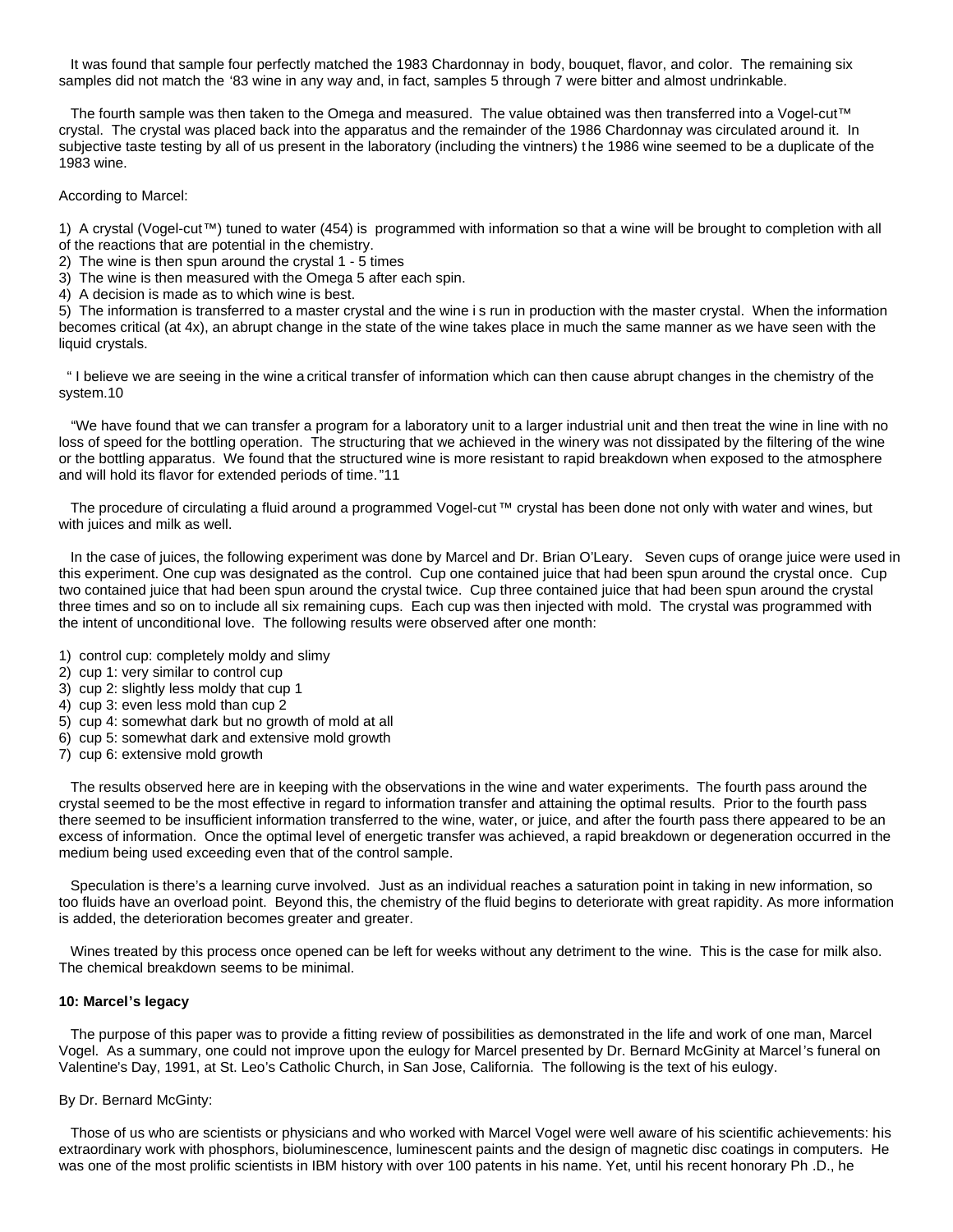It was found that sample four perfectly matched the 1983 Chardonnay in body, bouquet, flavor, and color. The remaining six samples did not match the '83 wine in any way and, in fact, samples 5 through 7 were bitter and almost undrinkable.

The fourth sample was then taken to the Omega and measured. The value obtained was then transferred into a Vogel-cut™ crystal. The crystal was placed back into the apparatus and the remainder of the 1986 Chardonnay was circulated around it. In subjective taste testing by all of us present in the laboratory (including the vintners) the 1986 wine seemed to be a duplicate of the 1983 wine.

According to Marcel:

1) A crystal (Vogel-cut™) tuned to water (454) is programmed with information so that a wine will be brought to completion with all of the reactions that are potential in the chemistry.
2) The wine is then spun around the crystal 1 - 5 times
3) The wine is then measured with the Omega 5 after each spin.
4) A decision is made as to which wine is best.
5) The information is transferred to a master crystal and the wine is run in production with the master crystal. When the information becomes critical (at 4x), an abrupt change in the state of the wine takes place in much the same manner as we have seen with the liquid crystals.

" I believe we are seeing in the wine a critical transfer of information which can then cause abrupt changes in the chemistry of the system.10

"We have found that we can transfer a program for a laboratory unit to a larger industrial unit and then treat the wine in line with no loss of speed for the bottling operation. The structuring that we achieved in the winery was not dissipated by the filtering of the wine or the bottling apparatus. We found that the structured wine is more resistant to rapid breakdown when exposed to the atmosphere and will hold its flavor for extended periods of time."11

The procedure of circulating a fluid around a programmed Vogel-cut™ crystal has been done not only with water and wines, but with juices and milk as well.

In the case of juices, the following experiment was done by Marcel and Dr. Brian O'Leary. Seven cups of orange juice were used in this experiment. One cup was designated as the control. Cup one contained juice that had been spun around the crystal once. Cup two contained juice that had been spun around the crystal twice. Cup three contained juice that had been spun around the crystal three times and so on to include all six remaining cups. Each cup was then injected with mold. The crystal was programmed with the intent of unconditional love. The following results were observed after one month:

1) control cup: completely moldy and slimy
2) cup 1: very similar to control cup
3) cup 2: slightly less moldy that cup 1
4) cup 3: even less mold than cup 2
5) cup 4: somewhat dark but no growth of mold at all
6) cup 5: somewhat dark and extensive mold growth
7) cup 6: extensive mold growth

The results observed here are in keeping with the observations in the wine and water experiments. The fourth pass around the crystal seemed to be the most effective in regard to information transfer and attaining the optimal results. Prior to the fourth pass there seemed to be insufficient information transferred to the wine, water, or juice, and after the fourth pass there appeared to be an excess of information. Once the optimal level of energetic transfer was achieved, a rapid breakdown or degeneration occurred in the medium being used exceeding even that of the control sample.

Speculation is there's a learning curve involved. Just as an individual reaches a saturation point in taking in new information, so too fluids have an overload point. Beyond this, the chemistry of the fluid begins to deteriorate with great rapidity. As more information is added, the deterioration becomes greater and greater.

Wines treated by this process once opened can be left for weeks without any detriment to the wine. This is the case for milk also. The chemical breakdown seems to be minimal.

**10: Marcel's legacy**

The purpose of this paper was to provide a fitting review of possibilities as demonstrated in the life and work of one man, Marcel Vogel. As a summary, one could not improve upon the eulogy for Marcel presented by Dr. Bernard McGinity at Marcel's funeral on Valentine's Day, 1991, at St. Leo's Catholic Church, in San Jose, California. The following is the text of his eulogy.

By Dr. Bernard McGinty:

Those of us who are scientists or physicians and who worked with Marcel Vogel were well aware of his scientific achievements: his extraordinary work with phosphors, bioluminescence, luminescent paints and the design of magnetic disc coatings in computers. He was one of the most prolific scientists in IBM history with over 100 patents in his name. Yet, until his recent honorary Ph .D., he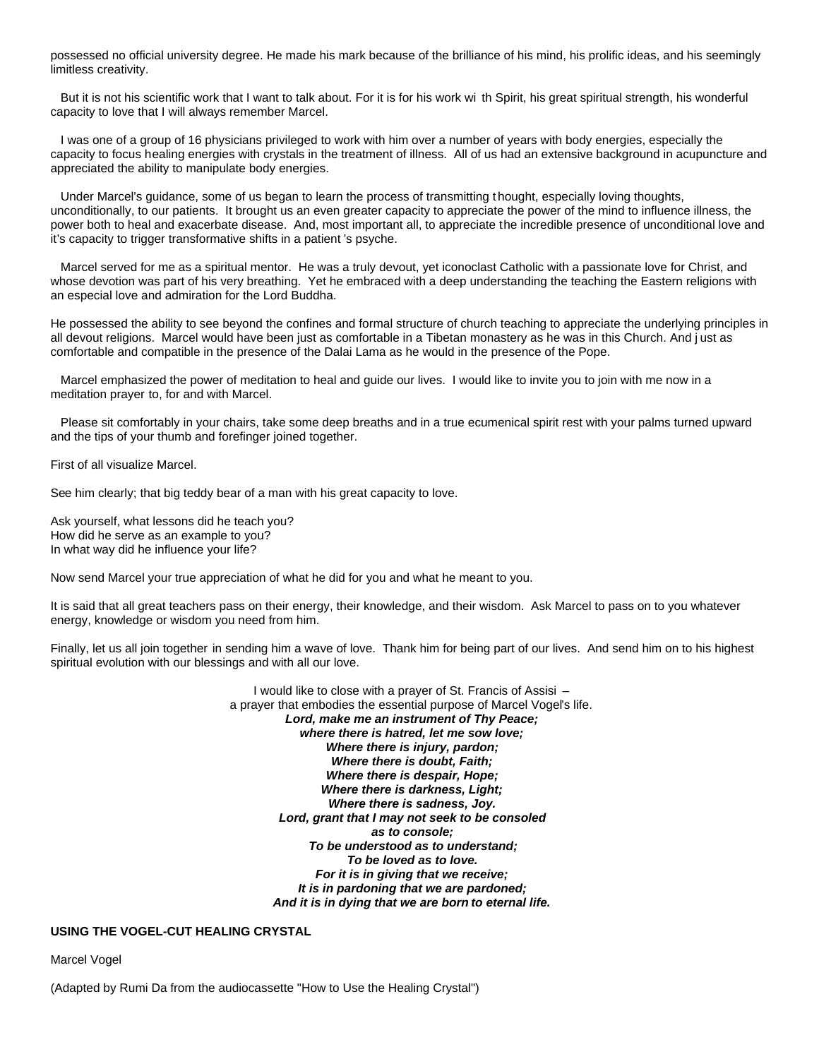possessed no official university degree. He made his mark because of the brilliance of his mind, his prolific ideas, and his seemingly limitless creativity.

But it is not his scientific work that I want to talk about. For it is for his work with Spirit, his great spiritual strength, his wonderful capacity to love that I will always remember Marcel.

I was one of a group of 16 physicians privileged to work with him over a number of years with body energies, especially the capacity to focus healing energies with crystals in the treatment of illness. All of us had an extensive background in acupuncture and appreciated the ability to manipulate body energies.

Under Marcel's guidance, some of us began to learn the process of transmitting thought, especially loving thoughts, unconditionally, to our patients. It brought us an even greater capacity to appreciate the power of the mind to influence illness, the power both to heal and exacerbate disease. And, most important all, to appreciate the incredible presence of unconditional love and it's capacity to trigger transformative shifts in a patient's psyche.

Marcel served for me as a spiritual mentor. He was a truly devout, yet iconoclast Catholic with a passionate love for Christ, and whose devotion was part of his very breathing. Yet he embraced with a deep understanding the teaching the Eastern religions with an especial love and admiration for the Lord Buddha.

He possessed the ability to see beyond the confines and formal structure of church teaching to appreciate the underlying principles in all devout religions. Marcel would have been just as comfortable in a Tibetan monastery as he was in this Church. And just as comfortable and compatible in the presence of the Dalai Lama as he would in the presence of the Pope.

Marcel emphasized the power of meditation to heal and guide our lives. I would like to invite you to join with me now in a meditation prayer to, for and with Marcel.

Please sit comfortably in your chairs, take some deep breaths and in a true ecumenical spirit rest with your palms turned upward and the tips of your thumb and forefinger joined together.

First of all visualize Marcel.

See him clearly; that big teddy bear of a man with his great capacity to love.

Ask yourself, what lessons did he teach you?
How did he serve as an example to you?
In what way did he influence your life?

Now send Marcel your true appreciation of what he did for you and what he meant to you.

It is said that all great teachers pass on their energy, their knowledge, and their wisdom. Ask Marcel to pass on to you whatever energy, knowledge or wisdom you need from him.

Finally, let us all join together in sending him a wave of love. Thank him for being part of our lives. And send him on to his highest spiritual evolution with our blessings and with all our love.

I would like to close with a prayer of St. Francis of Assisi –
a prayer that embodies the essential purpose of Marcel Vogel's life.
***Lord, make me an instrument of Thy Peace;***
***where there is hatred, let me sow love;***
***Where there is injury, pardon;***
***Where there is doubt, Faith;***
***Where there is despair, Hope;***
***Where there is darkness, Light;***
***Where there is sadness, Joy.***
***Lord, grant that I may not seek to be consoled***
***as to console;***
***To be understood as to understand;***
***To be loved as to love.***
***For it is in giving that we receive;***
***It is in pardoning that we are pardoned;***
***And it is in dying that we are born to eternal life.***

## USING THE VOGEL-CUT HEALING CRYSTAL

Marcel Vogel

(Adapted by Rumi Da from the audiocassette "How to Use the Healing Crystal")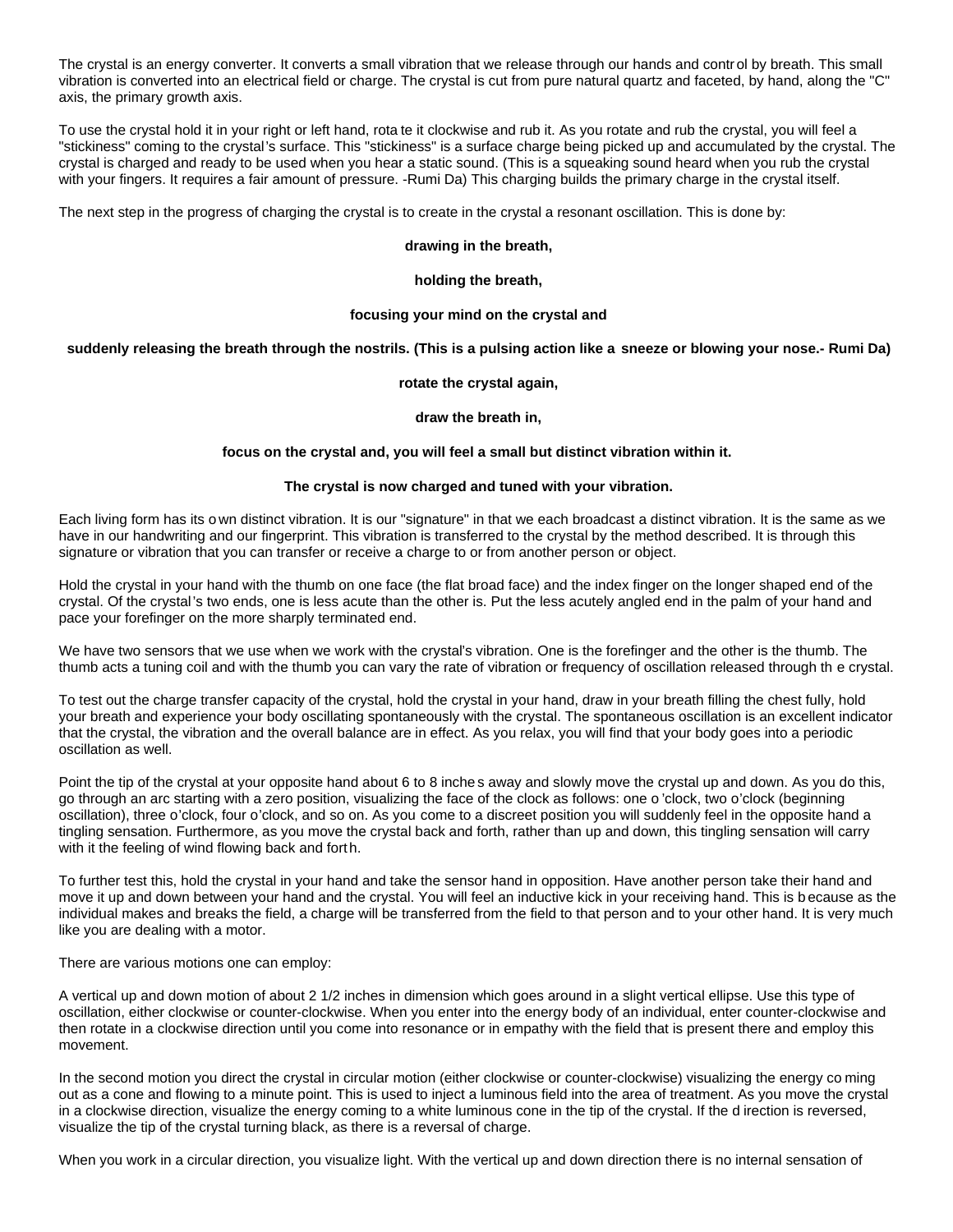The crystal is an energy converter. It converts a small vibration that we release through our hands and control by breath. This small vibration is converted into an electrical field or charge. The crystal is cut from pure natural quartz and faceted, by hand, along the "C" axis, the primary growth axis.

To use the crystal hold it in your right or left hand, rotate it clockwise and rub it. As you rotate and rub the crystal, you will feel a "stickiness" coming to the crystal's surface. This "stickiness" is a surface charge being picked up and accumulated by the crystal. The crystal is charged and ready to be used when you hear a static sound. (This is a squeaking sound heard when you rub the crystal with your fingers. It requires a fair amount of pressure. -Rumi Da) This charging builds the primary charge in the crystal itself.

The next step in the progress of charging the crystal is to create in the crystal a resonant oscillation. This is done by:

**drawing in the breath,**

**holding the breath,**

**focusing your mind on the crystal and**

**suddenly releasing the breath through the nostrils. (This is a pulsing action like a sneeze or blowing your nose.- Rumi Da)**

**rotate the crystal again,**

**draw the breath in,**

**focus on the crystal and, you will feel a small but distinct vibration within it.**

**The crystal is now charged and tuned with your vibration.**

Each living form has its own distinct vibration. It is our "signature" in that we each broadcast a distinct vibration. It is the same as we have in our handwriting and our fingerprint. This vibration is transferred to the crystal by the method described. It is through this signature or vibration that you can transfer or receive a charge to or from another person or object.

Hold the crystal in your hand with the thumb on one face (the flat broad face) and the index finger on the longer shaped end of the crystal. Of the crystal's two ends, one is less acute than the other is. Put the less acutely angled end in the palm of your hand and pace your forefinger on the more sharply terminated end.

We have two sensors that we use when we work with the crystal's vibration. One is the forefinger and the other is the thumb. The thumb acts a tuning coil and with the thumb you can vary the rate of vibration or frequency of oscillation released through the crystal.

To test out the charge transfer capacity of the crystal, hold the crystal in your hand, draw in your breath filling the chest fully, hold your breath and experience your body oscillating spontaneously with the crystal. The spontaneous oscillation is an excellent indicator that the crystal, the vibration and the overall balance are in effect. As you relax, you will find that your body goes into a periodic oscillation as well.

Point the tip of the crystal at your opposite hand about 6 to 8 inches away and slowly move the crystal up and down. As you do this, go through an arc starting with a zero position, visualizing the face of the clock as follows: one o'clock, two o'clock (beginning oscillation), three o'clock, four o'clock, and so on. As you come to a discreet position you will suddenly feel in the opposite hand a tingling sensation. Furthermore, as you move the crystal back and forth, rather than up and down, this tingling sensation will carry with it the feeling of wind flowing back and forth.

To further test this, hold the crystal in your hand and take the sensor hand in opposition. Have another person take their hand and move it up and down between your hand and the crystal. You will feel an inductive kick in your receiving hand. This is because as the individual makes and breaks the field, a charge will be transferred from the field to that person and to your other hand. It is very much like you are dealing with a motor.

There are various motions one can employ:

A vertical up and down motion of about 2 1/2 inches in dimension which goes around in a slight vertical ellipse. Use this type of oscillation, either clockwise or counter-clockwise. When you enter into the energy body of an individual, enter counter-clockwise and then rotate in a clockwise direction until you come into resonance or in empathy with the field that is present there and employ this movement.

In the second motion you direct the crystal in circular motion (either clockwise or counter-clockwise) visualizing the energy coming out as a cone and flowing to a minute point. This is used to inject a luminous field into the area of treatment. As you move the crystal in a clockwise direction, visualize the energy coming to a white luminous cone in the tip of the crystal. If the direction is reversed, visualize the tip of the crystal turning black, as there is a reversal of charge.

When you work in a circular direction, you visualize light. With the vertical up and down direction there is no internal sensation of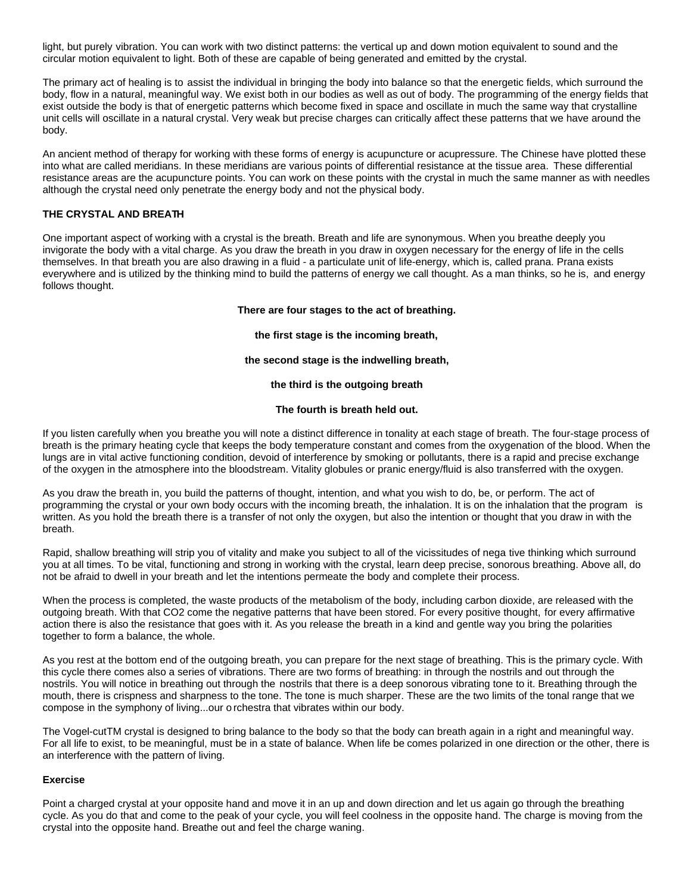light, but purely vibration. You can work with two distinct patterns: the vertical up and down motion equivalent to sound and the circular motion equivalent to light. Both of these are capable of being generated and emitted by the crystal.

The primary act of healing is to assist the individual in bringing the body into balance so that the energetic fields, which surround the body, flow in a natural, meaningful way. We exist both in our bodies as well as out of body. The programming of the energy fields that exist outside the body is that of energetic patterns which become fixed in space and oscillate in much the same way that crystalline unit cells will oscillate in a natural crystal. Very weak but precise charges can critically affect these patterns that we have around the body.

An ancient method of therapy for working with these forms of energy is acupuncture or acupressure. The Chinese have plotted these into what are called meridians. In these meridians are various points of differential resistance at the tissue area. These differential resistance areas are the acupuncture points. You can work on these points with the crystal in much the same manner as with needles although the crystal need only penetrate the energy body and not the physical body.

### THE CRYSTAL AND BREATH

One important aspect of working with a crystal is the breath. Breath and life are synonymous. When you breathe deeply you invigorate the body with a vital charge. As you draw the breath in you draw in oxygen necessary for the energy of life in the cells themselves. In that breath you are also drawing in a fluid - a particulate unit of life-energy, which is, called prana. Prana exists everywhere and is utilized by the thinking mind to build the patterns of energy we call thought. As a man thinks, so he is, and energy follows thought.

**There are four stages to the act of breathing.**

**the first stage is the incoming breath,**

**the second stage is the indwelling breath,**

**the third is the outgoing breath**

**The fourth is breath held out.**

If you listen carefully when you breathe you will note a distinct difference in tonality at each stage of breath. The four-stage process of breath is the primary heating cycle that keeps the body temperature constant and comes from the oxygenation of the blood. When the lungs are in vital active functioning condition, devoid of interference by smoking or pollutants, there is a rapid and precise exchange of the oxygen in the atmosphere into the bloodstream. Vitality globules or pranic energy/fluid is also transferred with the oxygen.

As you draw the breath in, you build the patterns of thought, intention, and what you wish to do, be, or perform. The act of programming the crystal or your own body occurs with the incoming breath, the inhalation. It is on the inhalation that the program is written. As you hold the breath there is a transfer of not only the oxygen, but also the intention or thought that you draw in with the breath.

Rapid, shallow breathing will strip you of vitality and make you subject to all of the vicissitudes of negative thinking which surround you at all times. To be vital, functioning and strong in working with the crystal, learn deep precise, sonorous breathing. Above all, do not be afraid to dwell in your breath and let the intentions permeate the body and complete their process.

When the process is completed, the waste products of the metabolism of the body, including carbon dioxide, are released with the outgoing breath. With that $CO_2$ come the negative patterns that have been stored. For every positive thought, for every affirmative action there is also the resistance that goes with it. As you release the breath in a kind and gentle way you bring the polarities together to form a balance, the whole.

As you rest at the bottom end of the outgoing breath, you can prepare for the next stage of breathing. This is the primary cycle. With this cycle there comes also a series of vibrations. There are two forms of breathing: in through the nostrils and out through the nostrils. You will notice in breathing out through the nostrils that there is a deep sonorous vibrating tone to it. Breathing through the mouth, there is crispness and sharpness to the tone. The tone is much sharper. These are the two limits of the tonal range that we compose in the symphony of living...our orchestra that vibrates within our body.

The Vogel-cutTM crystal is designed to bring balance to the body so that the body can breath again in a right and meaningful way. For all life to exist, to be meaningful, must be in a state of balance. When life becomes polarized in one direction or the other, there is an interference with the pattern of living.

#### Exercise

Point a charged crystal at your opposite hand and move it in an up and down direction and let us again go through the breathing cycle. As you do that and come to the peak of your cycle, you will feel coolness in the opposite hand. The charge is moving from the crystal into the opposite hand. Breathe out and feel the charge waning.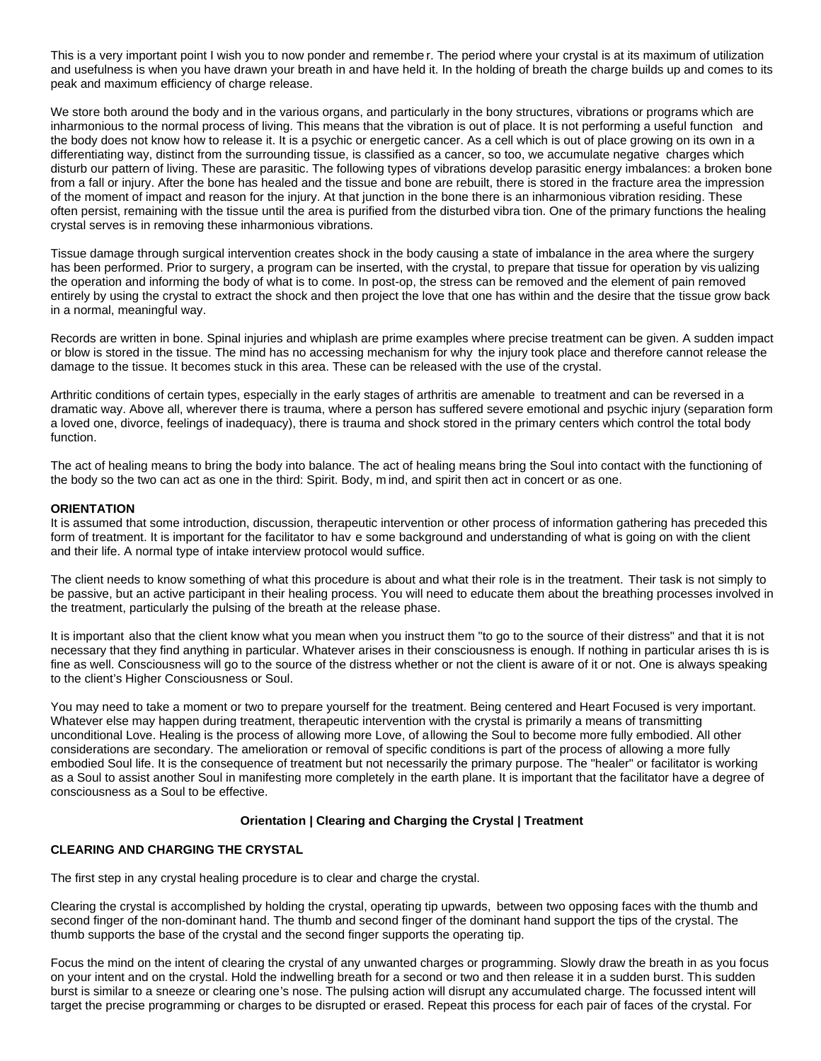This is a very important point I wish you to now ponder and remember. The period where your crystal is at its maximum of utilization and usefulness is when you have drawn your breath in and have held it. In the holding of breath the charge builds up and comes to its peak and maximum efficiency of charge release.

We store both around the body and in the various organs, and particularly in the bony structures, vibrations or programs which are inharmonious to the normal process of living. This means that the vibration is out of place. It is not performing a useful function and the body does not know how to release it. It is a psychic or energetic cancer. As a cell which is out of place growing on its own in a differentiating way, distinct from the surrounding tissue, is classified as a cancer, so too, we accumulate negative charges which disturb our pattern of living. These are parasitic. The following types of vibrations develop parasitic energy imbalances: a broken bone from a fall or injury. After the bone has healed and the tissue and bone are rebuilt, there is stored in the fracture area the impression of the moment of impact and reason for the injury. At that junction in the bone there is an inharmonious vibration residing. These often persist, remaining with the tissue until the area is purified from the disturbed vibration. One of the primary functions the healing crystal serves is in removing these inharmonious vibrations.

Tissue damage through surgical intervention creates shock in the body causing a state of imbalance in the area where the surgery has been performed. Prior to surgery, a program can be inserted, with the crystal, to prepare that tissue for operation by visualizing the operation and informing the body of what is to come. In post-op, the stress can be removed and the element of pain removed entirely by using the crystal to extract the shock and then project the love that one has within and the desire that the tissue grow back in a normal, meaningful way.

Records are written in bone. Spinal injuries and whiplash are prime examples where precise treatment can be given. A sudden impact or blow is stored in the tissue. The mind has no accessing mechanism for why the injury took place and therefore cannot release the damage to the tissue. It becomes stuck in this area. These can be released with the use of the crystal.

Arthritic conditions of certain types, especially in the early stages of arthritis are amenable to treatment and can be reversed in a dramatic way. Above all, wherever there is trauma, where a person has suffered severe emotional and psychic injury (separation form a loved one, divorce, feelings of inadequacy), there is trauma and shock stored in the primary centers which control the total body function.

The act of healing means to bring the body into balance. The act of healing means bring the Soul into contact with the functioning of the body so the two can act as one in the third: Spirit. Body, mind, and spirit then act in concert or as one.

**ORIENTATION**

It is assumed that some introduction, discussion, therapeutic intervention or other process of information gathering has preceded this form of treatment. It is important for the facilitator to have some background and understanding of what is going on with the client and their life. A normal type of intake interview protocol would suffice.

The client needs to know something of what this procedure is about and what their role is in the treatment. Their task is not simply to be passive, but an active participant in their healing process. You will need to educate them about the breathing processes involved in the treatment, particularly the pulsing of the breath at the release phase.

It is important also that the client know what you mean when you instruct them "to go to the source of their distress" and that it is not necessary that they find anything in particular. Whatever arises in their consciousness is enough. If nothing in particular arises this is fine as well. Consciousness will go to the source of the distress whether or not the client is aware of it or not. One is always speaking to the client's Higher Consciousness or Soul.

You may need to take a moment or two to prepare yourself for the treatment. Being centered and Heart Focused is very important. Whatever else may happen during treatment, therapeutic intervention with the crystal is primarily a means of transmitting unconditional Love. Healing is the process of allowing more Love, of allowing the Soul to become more fully embodied. All other considerations are secondary. The amelioration or removal of specific conditions is part of the process of allowing a more fully embodied Soul life. It is the consequence of treatment but not necessarily the primary purpose. The "healer" or facilitator is working as a Soul to assist another Soul in manifesting more completely in the earth plane. It is important that the facilitator have a degree of consciousness as a Soul to be effective.

**Orientation | Clearing and Charging the Crystal | Treatment**

**CLEARING AND CHARGING THE CRYSTAL**

The first step in any crystal healing procedure is to clear and charge the crystal.

Clearing the crystal is accomplished by holding the crystal, operating tip upwards, between two opposing faces with the thumb and second finger of the non-dominant hand. The thumb and second finger of the dominant hand support the tips of the crystal. The thumb supports the base of the crystal and the second finger supports the operating tip.

Focus the mind on the intent of clearing the crystal of any unwanted charges or programming. Slowly draw the breath in as you focus on your intent and on the crystal. Hold the indwelling breath for a second or two and then release it in a sudden burst. This sudden burst is similar to a sneeze or clearing one's nose. The pulsing action will disrupt any accumulated charge. The focussed intent will target the precise programming or charges to be disrupted or erased. Repeat this process for each pair of faces of the crystal. For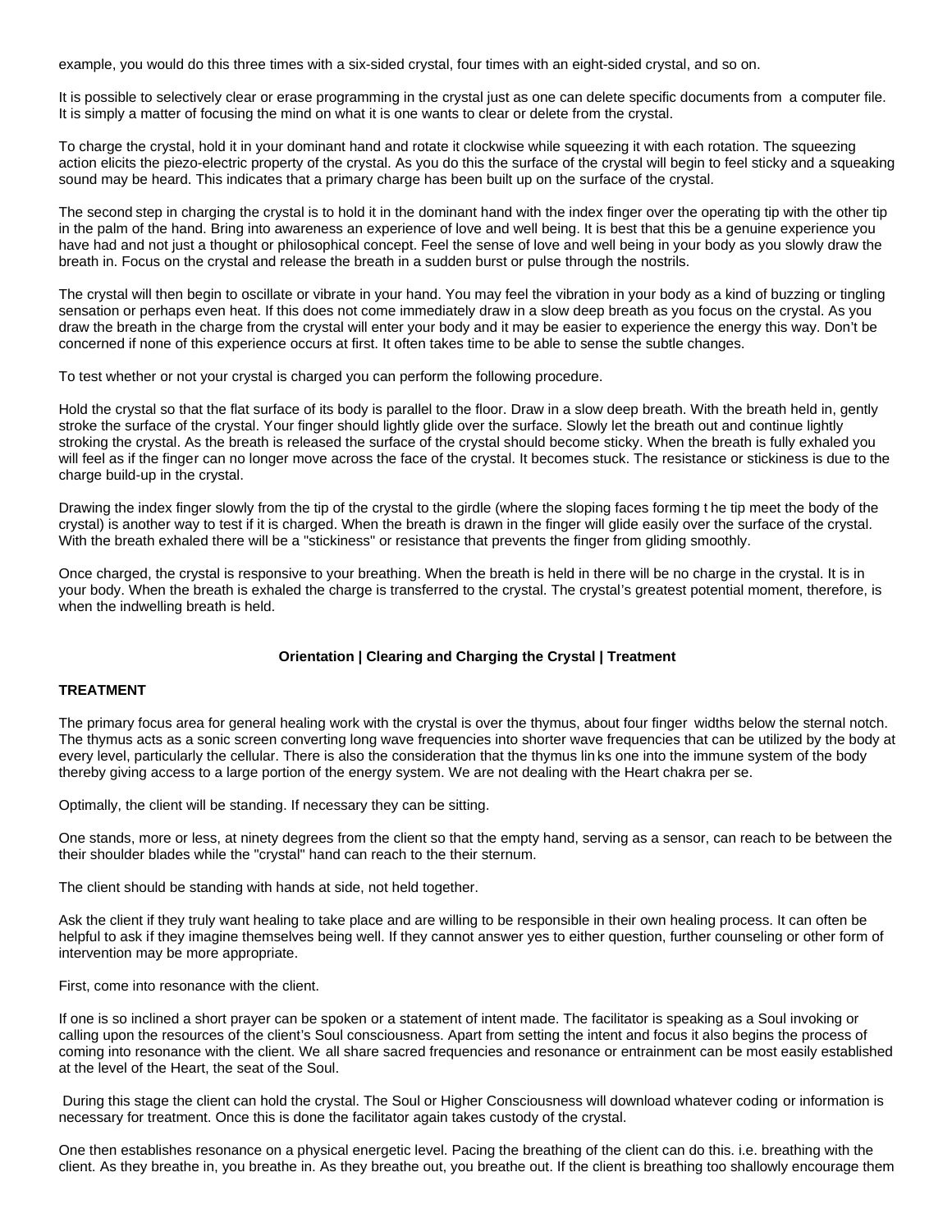example, you would do this three times with a six-sided crystal, four times with an eight-sided crystal, and so on.

It is possible to selectively clear or erase programming in the crystal just as one can delete specific documents from a computer file. It is simply a matter of focusing the mind on what it is one wants to clear or delete from the crystal.

To charge the crystal, hold it in your dominant hand and rotate it clockwise while squeezing it with each rotation. The squeezing action elicits the piezo-electric property of the crystal. As you do this the surface of the crystal will begin to feel sticky and a squeaking sound may be heard. This indicates that a primary charge has been built up on the surface of the crystal.

The second step in charging the crystal is to hold it in the dominant hand with the index finger over the operating tip with the other tip in the palm of the hand. Bring into awareness an experience of love and well being. It is best that this be a genuine experience you have had and not just a thought or philosophical concept. Feel the sense of love and well being in your body as you slowly draw the breath in. Focus on the crystal and release the breath in a sudden burst or pulse through the nostrils.

The crystal will then begin to oscillate or vibrate in your hand. You may feel the vibration in your body as a kind of buzzing or tingling sensation or perhaps even heat. If this does not come immediately draw in a slow deep breath as you focus on the crystal. As you draw the breath in the charge from the crystal will enter your body and it may be easier to experience the energy this way. Don't be concerned if none of this experience occurs at first. It often takes time to be able to sense the subtle changes.

To test whether or not your crystal is charged you can perform the following procedure.

Hold the crystal so that the flat surface of its body is parallel to the floor. Draw in a slow deep breath. With the breath held in, gently stroke the surface of the crystal. Your finger should lightly glide over the surface. Slowly let the breath out and continue lightly stroking the crystal. As the breath is released the surface of the crystal should become sticky. When the breath is fully exhaled you will feel as if the finger can no longer move across the face of the crystal. It becomes stuck. The resistance or stickiness is due to the charge build-up in the crystal.

Drawing the index finger slowly from the tip of the crystal to the girdle (where the sloping faces forming the tip meet the body of the crystal) is another way to test if it is charged. When the breath is drawn in the finger will glide easily over the surface of the crystal. With the breath exhaled there will be a "stickiness" or resistance that prevents the finger from gliding smoothly.

Once charged, the crystal is responsive to your breathing. When the breath is held in there will be no charge in the crystal. It is in your body. When the breath is exhaled the charge is transferred to the crystal. The crystal's greatest potential moment, therefore, is when the indwelling breath is held.

**Orientation | Clearing and Charging the Crystal | Treatment**

## TREATMENT

The primary focus area for general healing work with the crystal is over the thymus, about four finger widths below the sternal notch. The thymus acts as a sonic screen converting long wave frequencies into shorter wave frequencies that can be utilized by the body at every level, particularly the cellular. There is also the consideration that the thymus links one into the immune system of the body thereby giving access to a large portion of the energy system. We are not dealing with the Heart chakra per se.

Optimally, the client will be standing. If necessary they can be sitting.

One stands, more or less, at ninety degrees from the client so that the empty hand, serving as a sensor, can reach to be between the their shoulder blades while the "crystal" hand can reach to the their sternum.

The client should be standing with hands at side, not held together.

Ask the client if they truly want healing to take place and are willing to be responsible in their own healing process. It can often be helpful to ask if they imagine themselves being well. If they cannot answer yes to either question, further counseling or other form of intervention may be more appropriate.

First, come into resonance with the client.

If one is so inclined a short prayer can be spoken or a statement of intent made. The facilitator is speaking as a Soul invoking or calling upon the resources of the client's Soul consciousness. Apart from setting the intent and focus it also begins the process of coming into resonance with the client. We all share sacred frequencies and resonance or entrainment can be most easily established at the level of the Heart, the seat of the Soul.

During this stage the client can hold the crystal. The Soul or Higher Consciousness will download whatever coding or information is necessary for treatment. Once this is done the facilitator again takes custody of the crystal.

One then establishes resonance on a physical energetic level. Pacing the breathing of the client can do this. i.e. breathing with the client. As they breathe in, you breathe in. As they breathe out, you breathe out. If the client is breathing too shallowly encourage them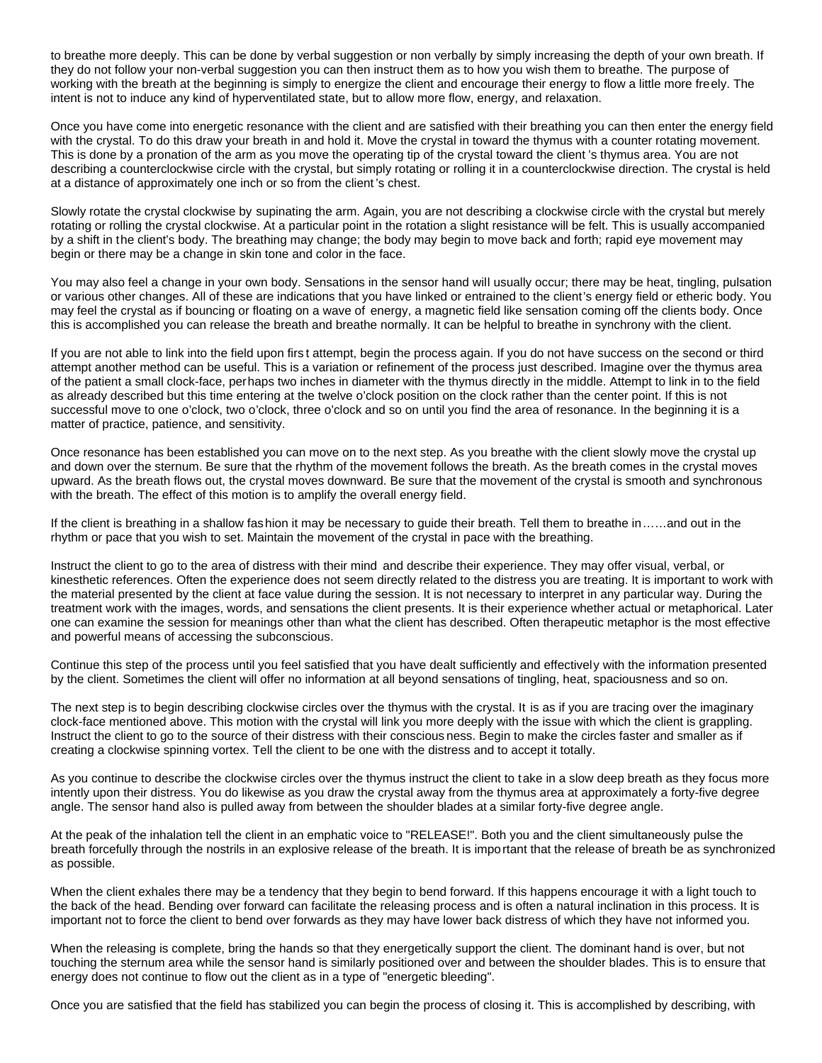to breathe more deeply. This can be done by verbal suggestion or non verbally by simply increasing the depth of your own breath. If they do not follow your non-verbal suggestion you can then instruct them as to how you wish them to breathe. The purpose of working with the breath at the beginning is simply to energize the client and encourage their energy to flow a little more freely. The intent is not to induce any kind of hyperventilated state, but to allow more flow, energy, and relaxation.

Once you have come into energetic resonance with the client and are satisfied with their breathing you can then enter the energy field with the crystal. To do this draw your breath in and hold it. Move the crystal in toward the thymus with a counter rotating movement. This is done by a pronation of the arm as you move the operating tip of the crystal toward the client's thymus area. You are not describing a counterclockwise circle with the crystal, but simply rotating or rolling it in a counterclockwise direction. The crystal is held at a distance of approximately one inch or so from the client's chest.

Slowly rotate the crystal clockwise by supinating the arm. Again, you are not describing a clockwise circle with the crystal but merely rotating or rolling the crystal clockwise. At a particular point in the rotation a slight resistance will be felt. This is usually accompanied by a shift in the client's body. The breathing may change; the body may begin to move back and forth; rapid eye movement may begin or there may be a change in skin tone and color in the face.

You may also feel a change in your own body. Sensations in the sensor hand will usually occur; there may be heat, tingling, pulsation or various other changes. All of these are indications that you have linked or entrained to the client's energy field or etheric body. You may feel the crystal as if bouncing or floating on a wave of energy, a magnetic field like sensation coming off the clients body. Once this is accomplished you can release the breath and breathe normally. It can be helpful to breathe in synchrony with the client.

If you are not able to link into the field upon first attempt, begin the process again. If you do not have success on the second or third attempt another method can be useful. This is a variation or refinement of the process just described. Imagine over the thymus area of the patient a small clock-face, perhaps two inches in diameter with the thymus directly in the middle. Attempt to link in to the field as already described but this time entering at the twelve o'clock position on the clock rather than the center point. If this is not successful move to one o'clock, two o'clock, three o'clock and so on until you find the area of resonance. In the beginning it is a matter of practice, patience, and sensitivity.

Once resonance has been established you can move on to the next step. As you breathe with the client slowly move the crystal up and down over the sternum. Be sure that the rhythm of the movement follows the breath. As the breath comes in the crystal moves upward. As the breath flows out, the crystal moves downward. Be sure that the movement of the crystal is smooth and synchronous with the breath. The effect of this motion is to amplify the overall energy field.

If the client is breathing in a shallow fashion it may be necessary to guide their breath. Tell them to breathe in……and out in the rhythm or pace that you wish to set. Maintain the movement of the crystal in pace with the breathing.

Instruct the client to go to the area of distress with their mind and describe their experience. They may offer visual, verbal, or kinesthetic references. Often the experience does not seem directly related to the distress you are treating. It is important to work with the material presented by the client at face value during the session. It is not necessary to interpret in any particular way. During the treatment work with the images, words, and sensations the client presents. It is their experience whether actual or metaphorical. Later one can examine the session for meanings other than what the client has described. Often therapeutic metaphor is the most effective and powerful means of accessing the subconscious.

Continue this step of the process until you feel satisfied that you have dealt sufficiently and effectively with the information presented by the client. Sometimes the client will offer no information at all beyond sensations of tingling, heat, spaciousness and so on.

The next step is to begin describing clockwise circles over the thymus with the crystal. It is as if you are tracing over the imaginary clock-face mentioned above. This motion with the crystal will link you more deeply with the issue with which the client is grappling. Instruct the client to go to the source of their distress with their consciousness. Begin to make the circles faster and smaller as if creating a clockwise spinning vortex. Tell the client to be one with the distress and to accept it totally.

As you continue to describe the clockwise circles over the thymus instruct the client to take in a slow deep breath as they focus more intently upon their distress. You do likewise as you draw the crystal away from the thymus area at approximately a forty-five degree angle. The sensor hand also is pulled away from between the shoulder blades at a similar forty-five degree angle.

At the peak of the inhalation tell the client in an emphatic voice to "RELEASE!". Both you and the client simultaneously pulse the breath forcefully through the nostrils in an explosive release of the breath. It is important that the release of breath be as synchronized as possible.

When the client exhales there may be a tendency that they begin to bend forward. If this happens encourage it with a light touch to the back of the head. Bending over forward can facilitate the releasing process and is often a natural inclination in this process. It is important not to force the client to bend over forwards as they may have lower back distress of which they have not informed you.

When the releasing is complete, bring the hands so that they energetically support the client. The dominant hand is over, but not touching the sternum area while the sensor hand is similarly positioned over and between the shoulder blades. This is to ensure that energy does not continue to flow out the client as in a type of "energetic bleeding".

Once you are satisfied that the field has stabilized you can begin the process of closing it. This is accomplished by describing, with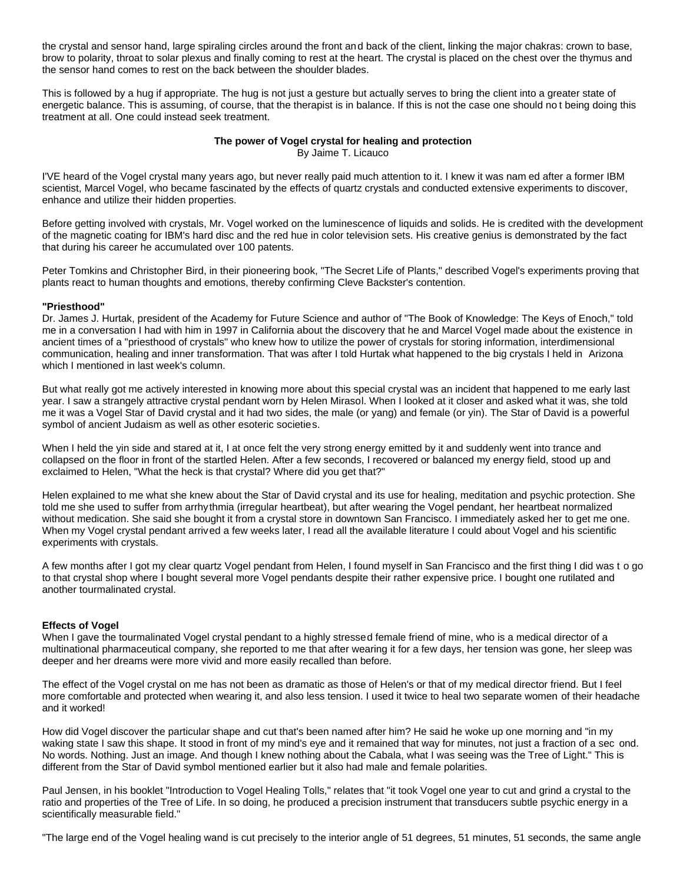the crystal and sensor hand, large spiraling circles around the front and back of the client, linking the major chakras: crown to base, brow to polarity, throat to solar plexus and finally coming to rest at the heart. The crystal is placed on the chest over the thymus and the sensor hand comes to rest on the back between the shoulder blades.

This is followed by a hug if appropriate. The hug is not just a gesture but actually serves to bring the client into a greater state of energetic balance. This is assuming, of course, that the therapist is in balance. If this is not the case one should no t being doing this treatment at all. One could instead seek treatment.

**The power of Vogel crystal for healing and protection**
By Jaime T. Licauco

I'VE heard of the Vogel crystal many years ago, but never really paid much attention to it. I knew it was nam ed after a former IBM scientist, Marcel Vogel, who became fascinated by the effects of quartz crystals and conducted extensive experiments to discover, enhance and utilize their hidden properties.

Before getting involved with crystals, Mr. Vogel worked on the luminescence of liquids and solids. He is credited with the development of the magnetic coating for IBM's hard disc and the red hue in color television sets. His creative genius is demonstrated by the fact that during his career he accumulated over 100 patents.

Peter Tomkins and Christopher Bird, in their pioneering book, "The Secret Life of Plants," described Vogel's experiments proving that plants react to human thoughts and emotions, thereby confirming Cleve Backster's contention.

**"Priesthood"**
Dr. James J. Hurtak, president of the Academy for Future Science and author of "The Book of Knowledge: The Keys of Enoch," told me in a conversation I had with him in 1997 in California about the discovery that he and Marcel Vogel made about the existence in ancient times of a "priesthood of crystals" who knew how to utilize the power of crystals for storing information, interdimensional communication, healing and inner transformation. That was after I told Hurtak what happened to the big crystals I held in Arizona which I mentioned in last week's column.

But what really got me actively interested in knowing more about this special crystal was an incident that happened to me early last year. I saw a strangely attractive crystal pendant worn by Helen Mirasol. When I looked at it closer and asked what it was, she told me it was a Vogel Star of David crystal and it had two sides, the male (or yang) and female (or yin). The Star of David is a powerful symbol of ancient Judaism as well as other esoteric societies.

When I held the yin side and stared at it, I at once felt the very strong energy emitted by it and suddenly went into trance and collapsed on the floor in front of the startled Helen. After a few seconds, I recovered or balanced my energy field, stood up and exclaimed to Helen, "What the heck is that crystal? Where did you get that?"

Helen explained to me what she knew about the Star of David crystal and its use for healing, meditation and psychic protection. She told me she used to suffer from arrhythmia (irregular heartbeat), but after wearing the Vogel pendant, her heartbeat normalized without medication. She said she bought it from a crystal store in downtown San Francisco. I immediately asked her to get me one. When my Vogel crystal pendant arrived a few weeks later, I read all the available literature I could about Vogel and his scientific experiments with crystals.

A few months after I got my clear quartz Vogel pendant from Helen, I found myself in San Francisco and the first thing I did was t o go to that crystal shop where I bought several more Vogel pendants despite their rather expensive price. I bought one rutilated and another tourmalinated crystal.

**Effects of Vogel**
When I gave the tourmalinated Vogel crystal pendant to a highly stressed female friend of mine, who is a medical director of a multinational pharmaceutical company, she reported to me that after wearing it for a few days, her tension was gone, her sleep was deeper and her dreams were more vivid and more easily recalled than before.

The effect of the Vogel crystal on me has not been as dramatic as those of Helen's or that of my medical director friend. But I feel more comfortable and protected when wearing it, and also less tension. I used it twice to heal two separate women of their headache and it worked!

How did Vogel discover the particular shape and cut that's been named after him? He said he woke up one morning and "in my waking state I saw this shape. It stood in front of my mind's eye and it remained that way for minutes, not just a fraction of a sec ond. No words. Nothing. Just an image. And though I knew nothing about the Cabala, what I was seeing was the Tree of Light." This is different from the Star of David symbol mentioned earlier but it also had male and female polarities.

Paul Jensen, in his booklet "Introduction to Vogel Healing Tolls," relates that "it took Vogel one year to cut and grind a crystal to the ratio and properties of the Tree of Life. In so doing, he produced a precision instrument that transducers subtle psychic energy in a scientifically measurable field."

"The large end of the Vogel healing wand is cut precisely to the interior angle of 51 degrees, 51 minutes, 51 seconds, the same angle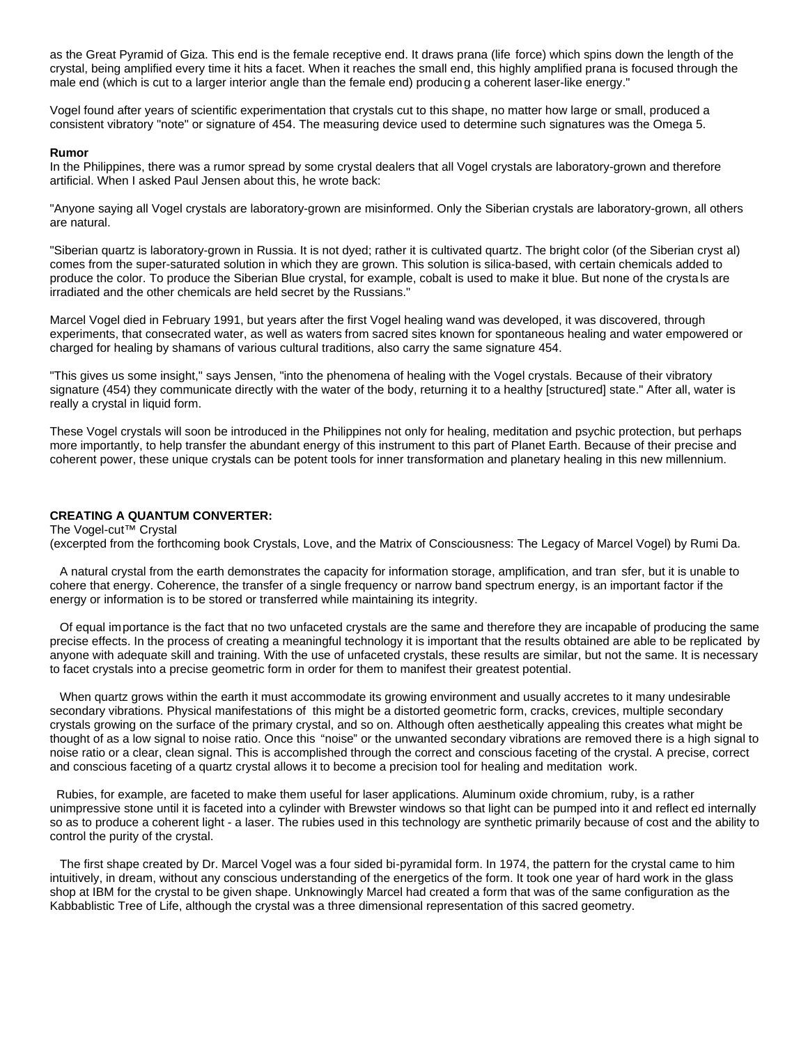as the Great Pyramid of Giza. This end is the female receptive end. It draws prana (life force) which spins down the length of the crystal, being amplified every time it hits a facet. When it reaches the small end, this highly amplified prana is focused through the male end (which is cut to a larger interior angle than the female end) producing a coherent laser-like energy."

Vogel found after years of scientific experimentation that crystals cut to this shape, no matter how large or small, produced a consistent vibratory "note" or signature of 454. The measuring device used to determine such signatures was the Omega 5.

**Rumor**

In the Philippines, there was a rumor spread by some crystal dealers that all Vogel crystals are laboratory-grown and therefore artificial. When I asked Paul Jensen about this, he wrote back:

"Anyone saying all Vogel crystals are laboratory-grown are misinformed. Only the Siberian crystals are laboratory-grown, all others are natural.

"Siberian quartz is laboratory-grown in Russia. It is not dyed; rather it is cultivated quartz. The bright color (of the Siberian crystal) comes from the super-saturated solution in which they are grown. This solution is silica-based, with certain chemicals added to produce the color. To produce the Siberian Blue crystal, for example, cobalt is used to make it blue. But none of the crystals are irradiated and the other chemicals are held secret by the Russians."

Marcel Vogel died in February 1991, but years after the first Vogel healing wand was developed, it was discovered, through experiments, that consecrated water, as well as waters from sacred sites known for spontaneous healing and water empowered or charged for healing by shamans of various cultural traditions, also carry the same signature 454.

"This gives us some insight," says Jensen, "into the phenomena of healing with the Vogel crystals. Because of their vibratory signature (454) they communicate directly with the water of the body, returning it to a healthy [structured] state." After all, water is really a crystal in liquid form.

These Vogel crystals will soon be introduced in the Philippines not only for healing, meditation and psychic protection, but perhaps more importantly, to help transfer the abundant energy of this instrument to this part of Planet Earth. Because of their precise and coherent power, these unique crystals can be potent tools for inner transformation and planetary healing in this new millennium.

**CREATING A QUANTUM CONVERTER:**

The Vogel-cut™ Crystal

(excerpted from the forthcoming book Crystals, Love, and the Matrix of Consciousness: The Legacy of Marcel Vogel) by Rumi Da.

A natural crystal from the earth demonstrates the capacity for information storage, amplification, and transfer, but it is unable to cohere that energy. Coherence, the transfer of a single frequency or narrow band spectrum energy, is an important factor if the energy or information is to be stored or transferred while maintaining its integrity.

Of equal importance is the fact that no two unfaceted crystals are the same and therefore they are incapable of producing the same precise effects. In the process of creating a meaningful technology it is important that the results obtained are able to be replicated by anyone with adequate skill and training. With the use of unfaceted crystals, these results are similar, but not the same. It is necessary to facet crystals into a precise geometric form in order for them to manifest their greatest potential.

When quartz grows within the earth it must accommodate its growing environment and usually accretes to it many undesirable secondary vibrations. Physical manifestations of this might be a distorted geometric form, cracks, crevices, multiple secondary crystals growing on the surface of the primary crystal, and so on. Although often aesthetically appealing this creates what might be thought of as a low signal to noise ratio. Once this "noise" or the unwanted secondary vibrations are removed there is a high signal to noise ratio or a clear, clean signal. This is accomplished through the correct and conscious faceting of the crystal. A precise, correct and conscious faceting of a quartz crystal allows it to become a precision tool for healing and meditation work.

Rubies, for example, are faceted to make them useful for laser applications. Aluminum oxide chromium, ruby, is a rather unimpressive stone until it is faceted into a cylinder with Brewster windows so that light can be pumped into it and reflected internally so as to produce a coherent light - a laser. The rubies used in this technology are synthetic primarily because of cost and the ability to control the purity of the crystal.

The first shape created by Dr. Marcel Vogel was a four sided bi-pyramidal form. In 1974, the pattern for the crystal came to him intuitively, in dream, without any conscious understanding of the energetics of the form. It took one year of hard work in the glass shop at IBM for the crystal to be given shape. Unknowingly Marcel had created a form that was of the same configuration as the Kabbablistic Tree of Life, although the crystal was a three dimensional representation of this sacred geometry.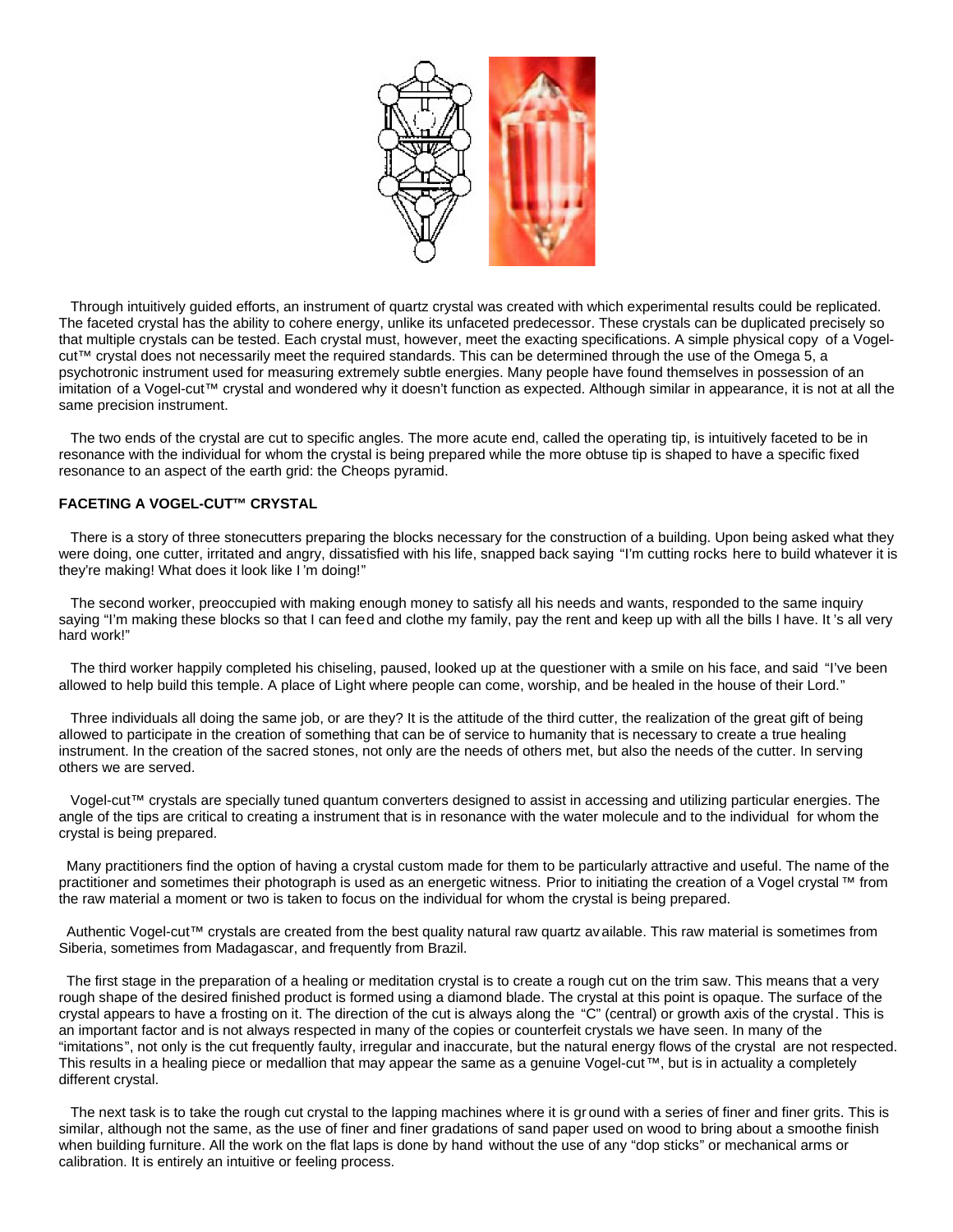Through intuitively guided efforts, an instrument of quartz crystal was created with which experimental results could be replicated. The faceted crystal has the ability to cohere energy, unlike its unfaceted predecessor. These crystals can be duplicated precisely so that multiple crystals can be tested. Each crystal must, however, meet the exacting specifications. A simple physical copy of a Vogel-cut™ crystal does not necessarily meet the required standards. This can be determined through the use of the Omega 5, a psychotronic instrument used for measuring extremely subtle energies. Many people have found themselves in possession of an imitation of a Vogel-cut™ crystal and wondered why it doesn't function as expected. Although similar in appearance, it is not at all the same precision instrument.

The two ends of the crystal are cut to specific angles. The more acute end, called the operating tip, is intuitively faceted to be in resonance with the individual for whom the crystal is being prepared while the more obtuse tip is shaped to have a specific fixed resonance to an aspect of the earth grid: the Cheops pyramid.

**FACETING A VOGEL-CUT™ CRYSTAL**

There is a story of three stonecutters preparing the blocks necessary for the construction of a building. Upon being asked what they were doing, one cutter, irritated and angry, dissatisfied with his life, snapped back saying "I'm cutting rocks here to build whatever it is they're making! What does it look like I'm doing!"

The second worker, preoccupied with making enough money to satisfy all his needs and wants, responded to the same inquiry saying "I'm making these blocks so that I can feed and clothe my family, pay the rent and keep up with all the bills I have. It's all very hard work!"

The third worker happily completed his chiseling, paused, looked up at the questioner with a smile on his face, and said "I've been allowed to help build this temple. A place of Light where people can come, worship, and be healed in the house of their Lord."

Three individuals all doing the same job, or are they? It is the attitude of the third cutter, the realization of the great gift of being allowed to participate in the creation of something that can be of service to humanity that is necessary to create a true healing instrument. In the creation of the sacred stones, not only are the needs of others met, but also the needs of the cutter. In serving others we are served.

Vogel-cut™ crystals are specially tuned quantum converters designed to assist in accessing and utilizing particular energies. The angle of the tips are critical to creating a instrument that is in resonance with the water molecule and to the individual for whom the crystal is being prepared.

Many practitioners find the option of having a crystal custom made for them to be particularly attractive and useful. The name of the practitioner and sometimes their photograph is used as an energetic witness. Prior to initiating the creation of a Vogel crystal ™ from the raw material a moment or two is taken to focus on the individual for whom the crystal is being prepared.

Authentic Vogel-cut™ crystals are created from the best quality natural raw quartz available. This raw material is sometimes from Siberia, sometimes from Madagascar, and frequently from Brazil.

The first stage in the preparation of a healing or meditation crystal is to create a rough cut on the trim saw. This means that a very rough shape of the desired finished product is formed using a diamond blade. The crystal at this point is opaque. The surface of the crystal appears to have a frosting on it. The direction of the cut is always along the "C" (central) or growth axis of the crystal. This is an important factor and is not always respected in many of the copies or counterfeit crystals we have seen. In many of the "imitations", not only is the cut frequently faulty, irregular and inaccurate, but the natural energy flows of the crystal are not respected. This results in a healing piece or medallion that may appear the same as a genuine Vogel-cut™, but is in actuality a completely different crystal.

The next task is to take the rough cut crystal to the lapping machines where it is ground with a series of finer and finer grits. This is similar, although not the same, as the use of finer and finer gradations of sand paper used on wood to bring about a smoothe finish when building furniture. All the work on the flat laps is done by hand without the use of any "dop sticks" or mechanical arms or calibration. It is entirely an intuitive or feeling process.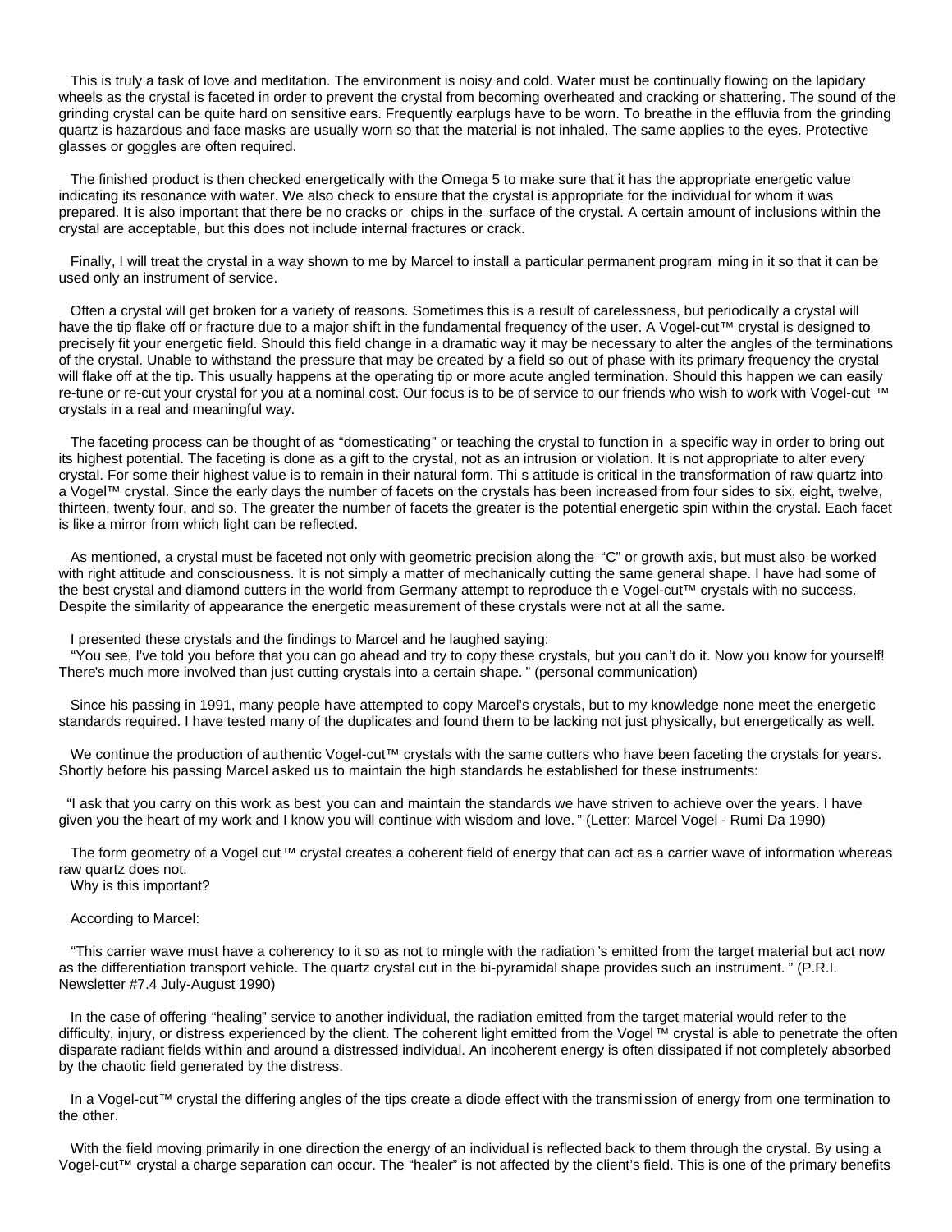This is truly a task of love and meditation. The environment is noisy and cold. Water must be continually flowing on the lapidary wheels as the crystal is faceted in order to prevent the crystal from becoming overheated and cracking or shattering. The sound of the grinding crystal can be quite hard on sensitive ears. Frequently earplugs have to be worn. To breathe in the effluvia from the grinding quartz is hazardous and face masks are usually worn so that the material is not inhaled. The same applies to the eyes. Protective glasses or goggles are often required.

The finished product is then checked energetically with the Omega 5 to make sure that it has the appropriate energetic value indicating its resonance with water. We also check to ensure that the crystal is appropriate for the individual for whom it was prepared. It is also important that there be no cracks or chips in the surface of the crystal. A certain amount of inclusions within the crystal are acceptable, but this does not include internal fractures or crack.

Finally, I will treat the crystal in a way shown to me by Marcel to install a particular permanent program ming in it so that it can be used only an instrument of service.

Often a crystal will get broken for a variety of reasons. Sometimes this is a result of carelessness, but periodically a crystal will have the tip flake off or fracture due to a major shift in the fundamental frequency of the user. A Vogel-cut™ crystal is designed to precisely fit your energetic field. Should this field change in a dramatic way it may be necessary to alter the angles of the terminations of the crystal. Unable to withstand the pressure that may be created by a field so out of phase with its primary frequency the crystal will flake off at the tip. This usually happens at the operating tip or more acute angled termination. Should this happen we can easily re-tune or re-cut your crystal for you at a nominal cost. Our focus is to be of service to our friends who wish to work with Vogel-cut ™ crystals in a real and meaningful way.

The faceting process can be thought of as "domesticating" or teaching the crystal to function in a specific way in order to bring out its highest potential. The faceting is done as a gift to the crystal, not as an intrusion or violation. It is not appropriate to alter every crystal. For some their highest value is to remain in their natural form. Thi s attitude is critical in the transformation of raw quartz into a Vogel™ crystal. Since the early days the number of facets on the crystals has been increased from four sides to six, eight, twelve, thirteen, twenty four, and so. The greater the number of facets the greater is the potential energetic spin within the crystal. Each facet is like a mirror from which light can be reflected.

As mentioned, a crystal must be faceted not only with geometric precision along the "C" or growth axis, but must also be worked with right attitude and consciousness. It is not simply a matter of mechanically cutting the same general shape. I have had some of the best crystal and diamond cutters in the world from Germany attempt to reproduce th e Vogel-cut™ crystals with no success. Despite the similarity of appearance the energetic measurement of these crystals were not at all the same.

I presented these crystals and the findings to Marcel and he laughed saying:

"You see, I've told you before that you can go ahead and try to copy these crystals, but you can't do it. Now you know for yourself! There's much more involved than just cutting crystals into a certain shape. " (personal communication)

Since his passing in 1991, many people have attempted to copy Marcel's crystals, but to my knowledge none meet the energetic standards required. I have tested many of the duplicates and found them to be lacking not just physically, but energetically as well.

We continue the production of authentic Vogel-cut™ crystals with the same cutters who have been faceting the crystals for years. Shortly before his passing Marcel asked us to maintain the high standards he established for these instruments:

"I ask that you carry on this work as best you can and maintain the standards we have striven to achieve over the years. I have given you the heart of my work and I know you will continue with wisdom and love. " (Letter: Marcel Vogel - Rumi Da 1990)

The form geometry of a Vogel cut™ crystal creates a coherent field of energy that can act as a carrier wave of information whereas raw quartz does not.

Why is this important?

According to Marcel:

"This carrier wave must have a coherency to it so as not to mingle with the radiation's emitted from the target material but act now as the differentiation transport vehicle. The quartz crystal cut in the bi-pyramidal shape provides such an instrument. " (P.R.I. Newsletter #7.4 July-August 1990)

In the case of offering "healing" service to another individual, the radiation emitted from the target material would refer to the difficulty, injury, or distress experienced by the client. The coherent light emitted from the Vogel™ crystal is able to penetrate the often disparate radiant fields within and around a distressed individual. An incoherent energy is often dissipated if not completely absorbed by the chaotic field generated by the distress.

In a Vogel-cut™ crystal the differing angles of the tips create a diode effect with the transmi ssion of energy from one termination to the other.

With the field moving primarily in one direction the energy of an individual is reflected back to them through the crystal. By using a Vogel-cut™ crystal a charge separation can occur. The "healer" is not affected by the client's field. This is one of the primary benefits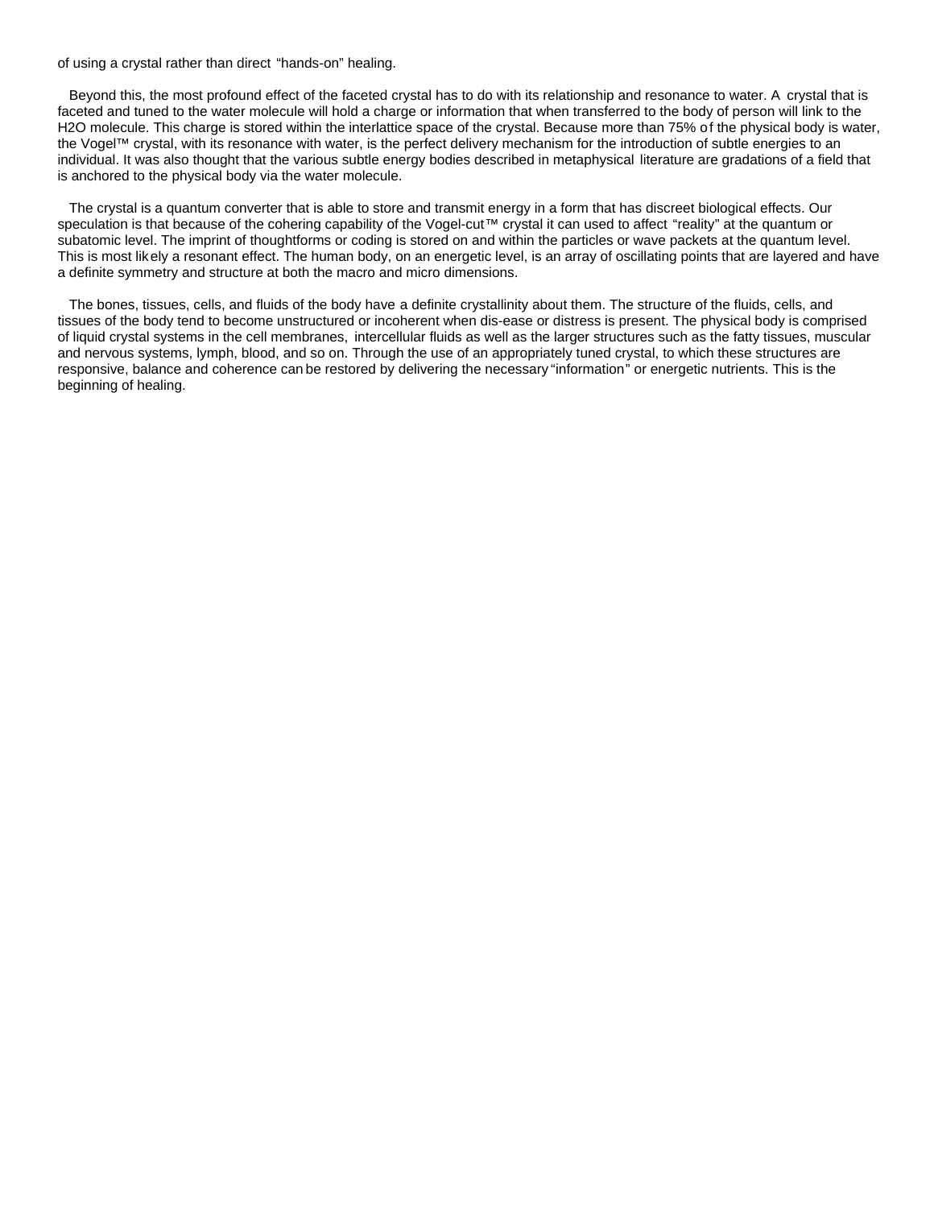of using a crystal rather than direct "hands-on" healing.

Beyond this, the most profound effect of the faceted crystal has to do with its relationship and resonance to water. A crystal that is faceted and tuned to the water molecule will hold a charge or information that when transferred to the body of person will link to the $H_2O$ molecule. This charge is stored within the interlattice space of the crystal. Because more than 75% of the physical body is water, the Vogel™ crystal, with its resonance with water, is the perfect delivery mechanism for the introduction of subtle energies to an individual. It was also thought that the various subtle energy bodies described in metaphysical literature are gradations of a field that is anchored to the physical body via the water molecule.

The crystal is a quantum converter that is able to store and transmit energy in a form that has discreet biological effects. Our speculation is that because of the cohering capability of the Vogel-cut™ crystal it can used to affect "reality" at the quantum or subatomic level. The imprint of thoughtforms or coding is stored on and within the particles or wave packets at the quantum level. This is most likely a resonant effect. The human body, on an energetic level, is an array of oscillating points that are layered and have a definite symmetry and structure at both the macro and micro dimensions.

The bones, tissues, cells, and fluids of the body have a definite crystallinity about them. The structure of the fluids, cells, and tissues of the body tend to become unstructured or incoherent when dis-ease or distress is present. The physical body is comprised of liquid crystal systems in the cell membranes, intercellular fluids as well as the larger structures such as the fatty tissues, muscular and nervous systems, lymph, blood, and so on. Through the use of an appropriately tuned crystal, to which these structures are responsive, balance and coherence can be restored by delivering the necessary "information" or energetic nutrients. This is the beginning of healing.